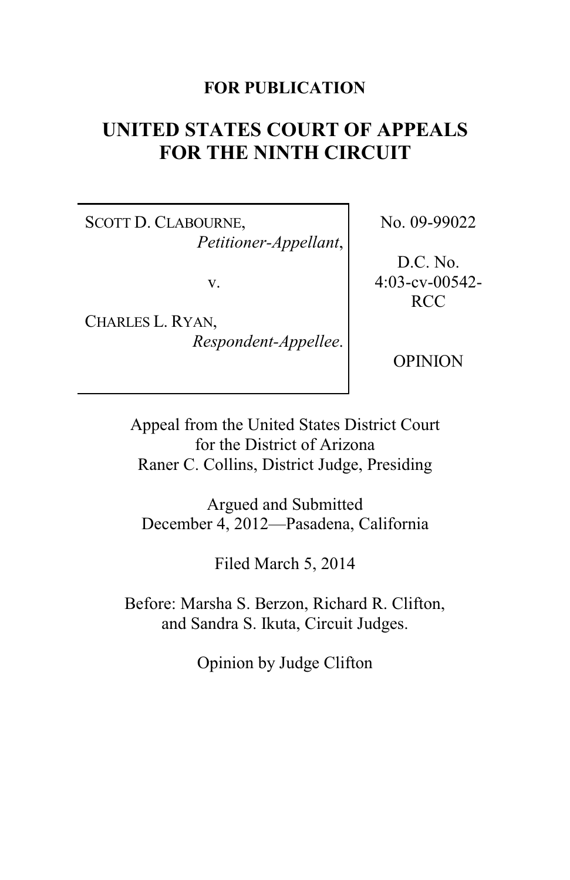**FOR PUBLICATION**

# UNITED STATES COURT OF APPEALS FOR THE NINTH CIRCUIT

| | |
|---|---|
| SCOTT D. CLABOURNE, *Petitioner-Appellant*, v. CHARLES L. RYAN, *Respondent-Appellee*. | No. 09-99022 D.C. No. 4:03-cv-00542-RCC OPINION |

Appeal from the United States District Court
for the District of Arizona
Raner C. Collins, District Judge, Presiding

Argued and Submitted
December 4, 2012—Pasadena, California

Filed March 5, 2014

Before: Marsha S. Berzon, Richard R. Clifton,
and Sandra S. Ikuta, Circuit Judges.

Opinion by Judge Clifton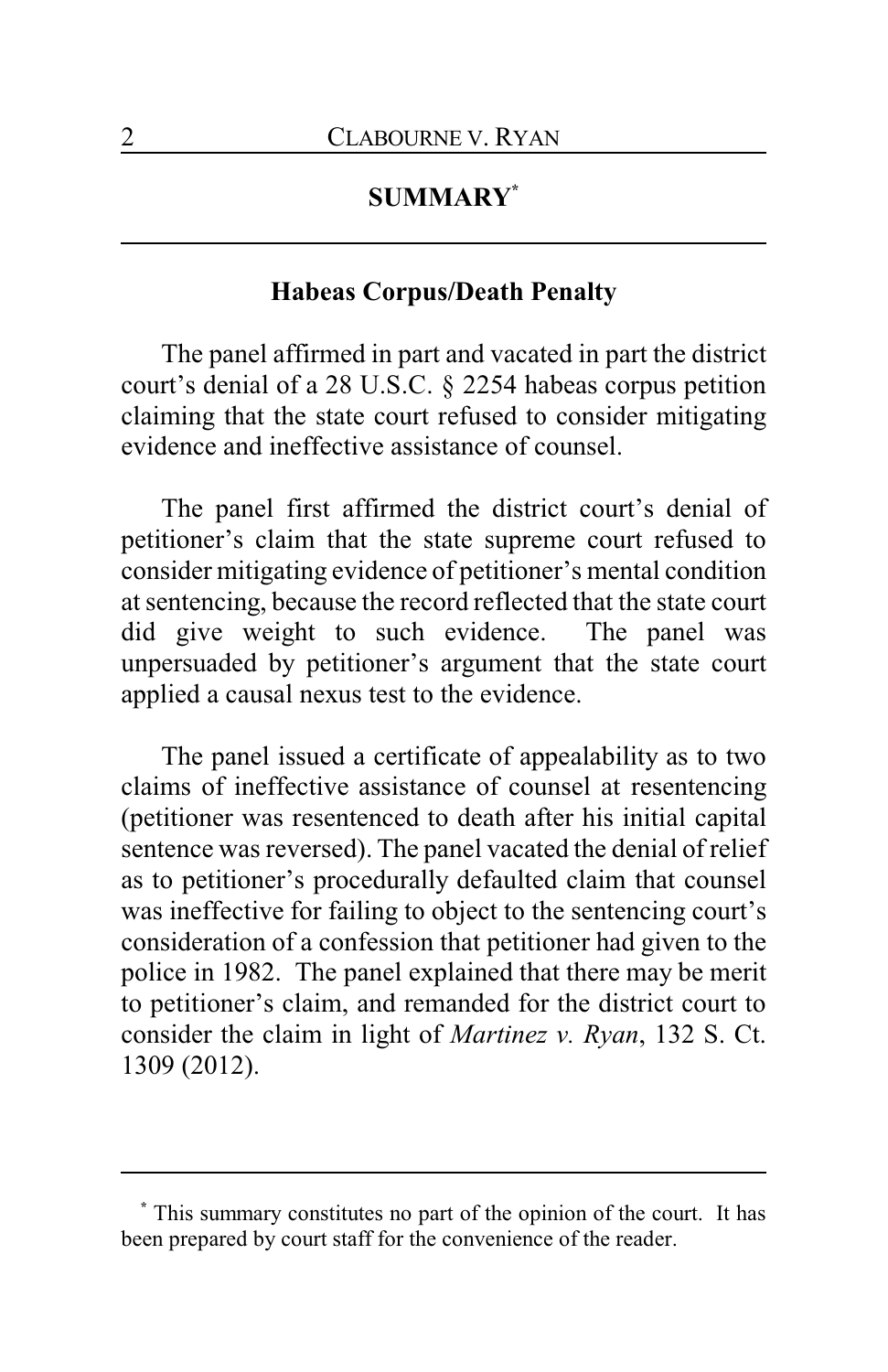## SUMMARY[*]

### Habeas Corpus/Death Penalty

The panel affirmed in part and vacated in part the district court's denial of a 28 U.S.C. § 2254 habeas corpus petition claiming that the state court refused to consider mitigating evidence and ineffective assistance of counsel.

The panel first affirmed the district court's denial of petitioner's claim that the state supreme court refused to consider mitigating evidence of petitioner's mental condition at sentencing, because the record reflected that the state court did give weight to such evidence. The panel was unpersuaded by petitioner's argument that the state court applied a causal nexus test to the evidence.

The panel issued a certificate of appealability as to two claims of ineffective assistance of counsel at resentencing (petitioner was resentenced to death after his initial capital sentence was reversed). The panel vacated the denial of relief as to petitioner's procedurally defaulted claim that counsel was ineffective for failing to object to the sentencing court's consideration of a confession that petitioner had given to the police in 1982. The panel explained that there may be merit to petitioner's claim, and remanded for the district court to consider the claim in light of *Martinez v. Ryan*, 132 S. Ct. 1309 (2012).

---

[*] This summary constitutes no part of the opinion of the court. It has been prepared by court staff for the convenience of the reader.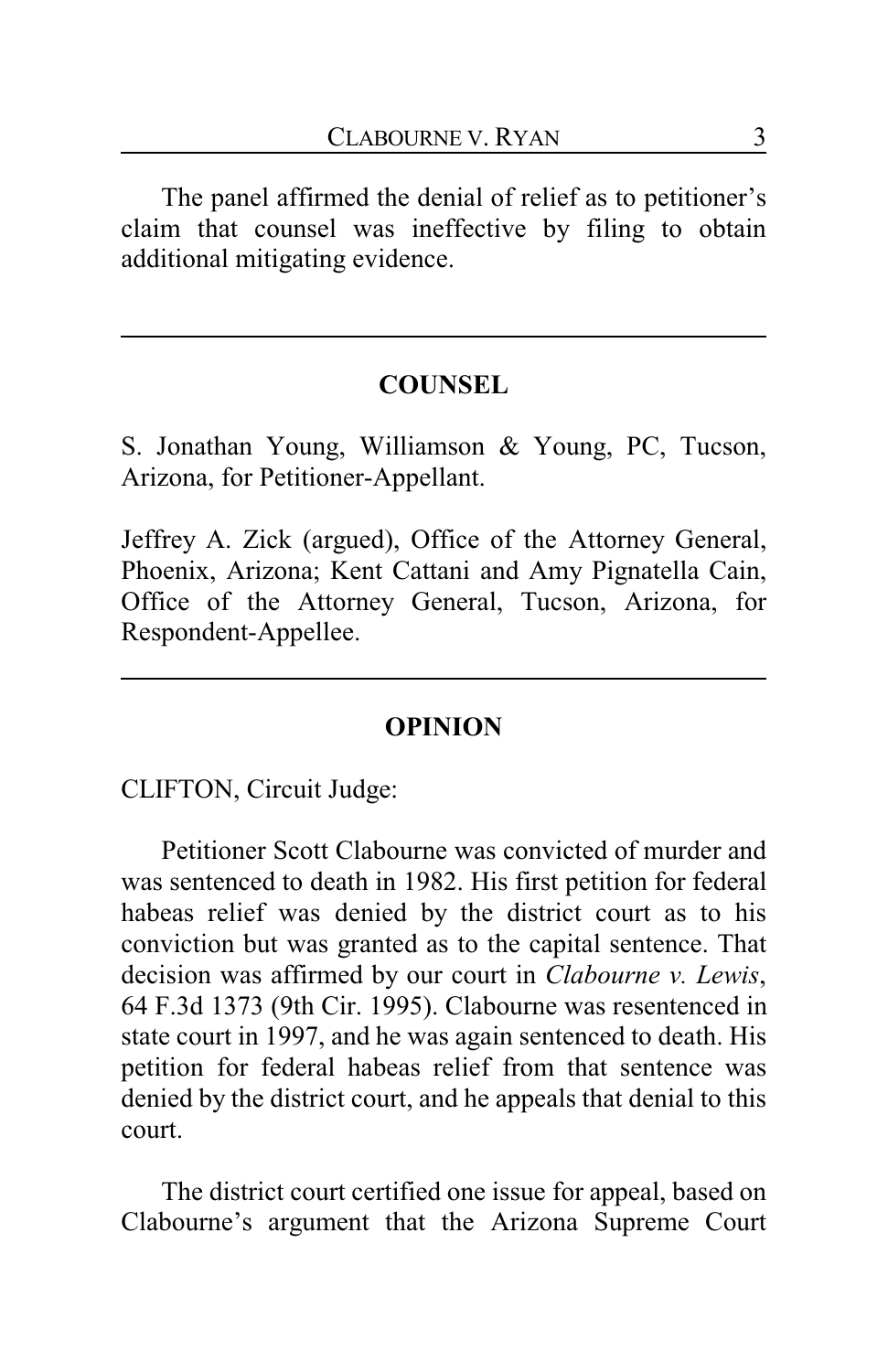The panel affirmed the denial of relief as to petitioner's claim that counsel was ineffective by filing to obtain additional mitigating evidence.

---

## COUNSEL

S. Jonathan Young, Williamson & Young, PC, Tucson, Arizona, for Petitioner-Appellant.

Jeffrey A. Zick (argued), Office of the Attorney General, Phoenix, Arizona; Kent Cattani and Amy Pignatella Cain, Office of the Attorney General, Tucson, Arizona, for Respondent-Appellee.

---

## OPINION

CLIFTON, Circuit Judge:

Petitioner Scott Clabourne was convicted of murder and was sentenced to death in 1982. His first petition for federal habeas relief was denied by the district court as to his conviction but was granted as to the capital sentence. That decision was affirmed by our court in *Clabourne v. Lewis*, 64 F.3d 1373 (9th Cir. 1995). Clabourne was resentenced in state court in 1997, and he was again sentenced to death. His petition for federal habeas relief from that sentence was denied by the district court, and he appeals that denial to this court.

The district court certified one issue for appeal, based on Clabourne's argument that the Arizona Supreme Court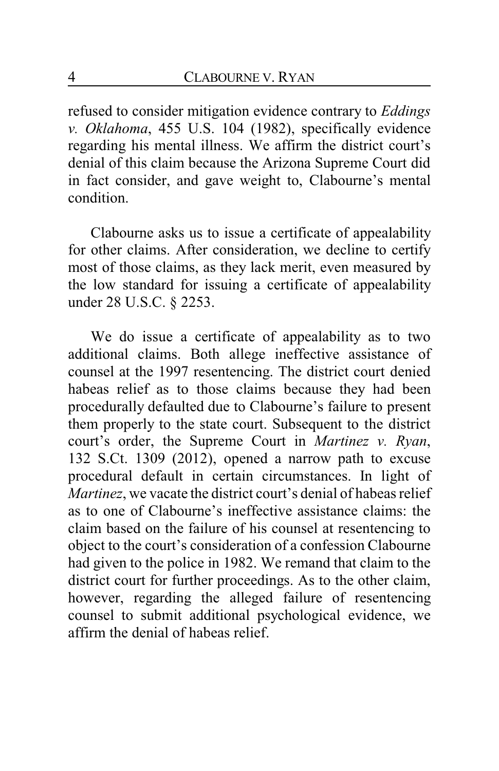refused to consider mitigation evidence contrary to *Eddings v. Oklahoma*, 455 U.S. 104 (1982), specifically evidence regarding his mental illness. We affirm the district court's denial of this claim because the Arizona Supreme Court did in fact consider, and gave weight to, Clabourne's mental condition.

Clabourne asks us to issue a certificate of appealability for other claims. After consideration, we decline to certify most of those claims, as they lack merit, even measured by the low standard for issuing a certificate of appealability under 28 U.S.C. § 2253.

We do issue a certificate of appealability as to two additional claims. Both allege ineffective assistance of counsel at the 1997 resentencing. The district court denied habeas relief as to those claims because they had been procedurally defaulted due to Clabourne's failure to present them properly to the state court. Subsequent to the district court's order, the Supreme Court in *Martinez v. Ryan*, 132 S.Ct. 1309 (2012), opened a narrow path to excuse procedural default in certain circumstances. In light of *Martinez*, we vacate the district court's denial of habeas relief as to one of Clabourne's ineffective assistance claims: the claim based on the failure of his counsel at resentencing to object to the court's consideration of a confession Clabourne had given to the police in 1982. We remand that claim to the district court for further proceedings. As to the other claim, however, regarding the alleged failure of resentencing counsel to submit additional psychological evidence, we affirm the denial of habeas relief.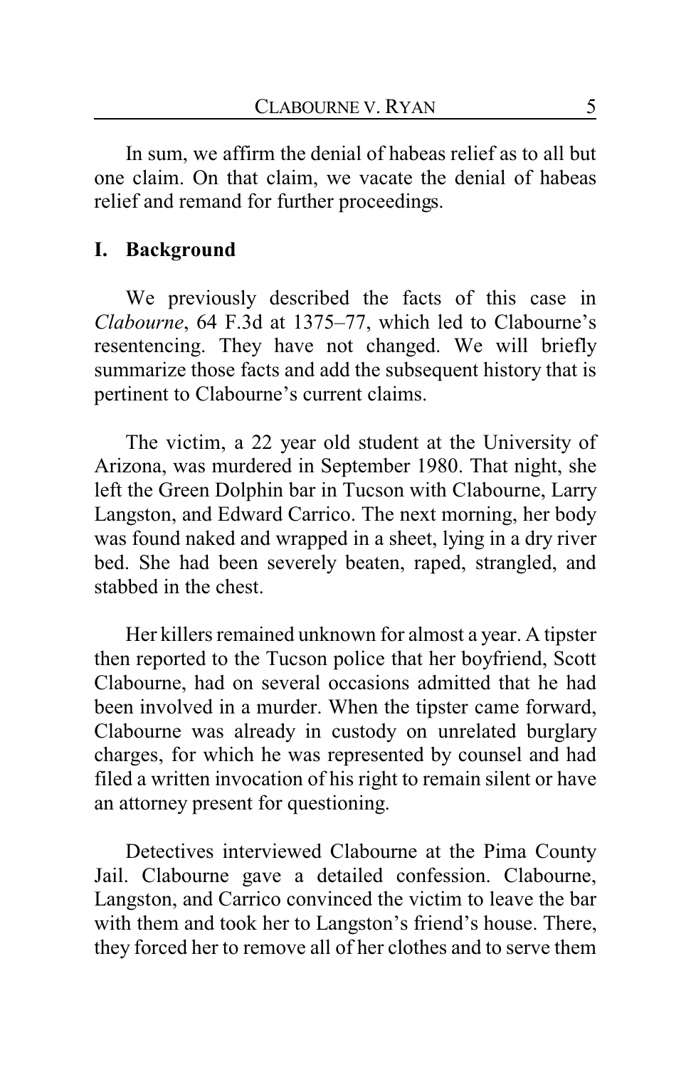In sum, we affirm the denial of habeas relief as to all but one claim. On that claim, we vacate the denial of habeas relief and remand for further proceedings.

## I. Background

We previously described the facts of this case in *Clabourne*, 64 F.3d at 1375–77, which led to Clabourne's resentencing. They have not changed. We will briefly summarize those facts and add the subsequent history that is pertinent to Clabourne's current claims.

The victim, a 22 year old student at the University of Arizona, was murdered in September 1980. That night, she left the Green Dolphin bar in Tucson with Clabourne, Larry Langston, and Edward Carrico. The next morning, her body was found naked and wrapped in a sheet, lying in a dry river bed. She had been severely beaten, raped, strangled, and stabbed in the chest.

Her killers remained unknown for almost a year. A tipster then reported to the Tucson police that her boyfriend, Scott Clabourne, had on several occasions admitted that he had been involved in a murder. When the tipster came forward, Clabourne was already in custody on unrelated burglary charges, for which he was represented by counsel and had filed a written invocation of his right to remain silent or have an attorney present for questioning.

Detectives interviewed Clabourne at the Pima County Jail. Clabourne gave a detailed confession. Clabourne, Langston, and Carrico convinced the victim to leave the bar with them and took her to Langston's friend's house. There, they forced her to remove all of her clothes and to serve them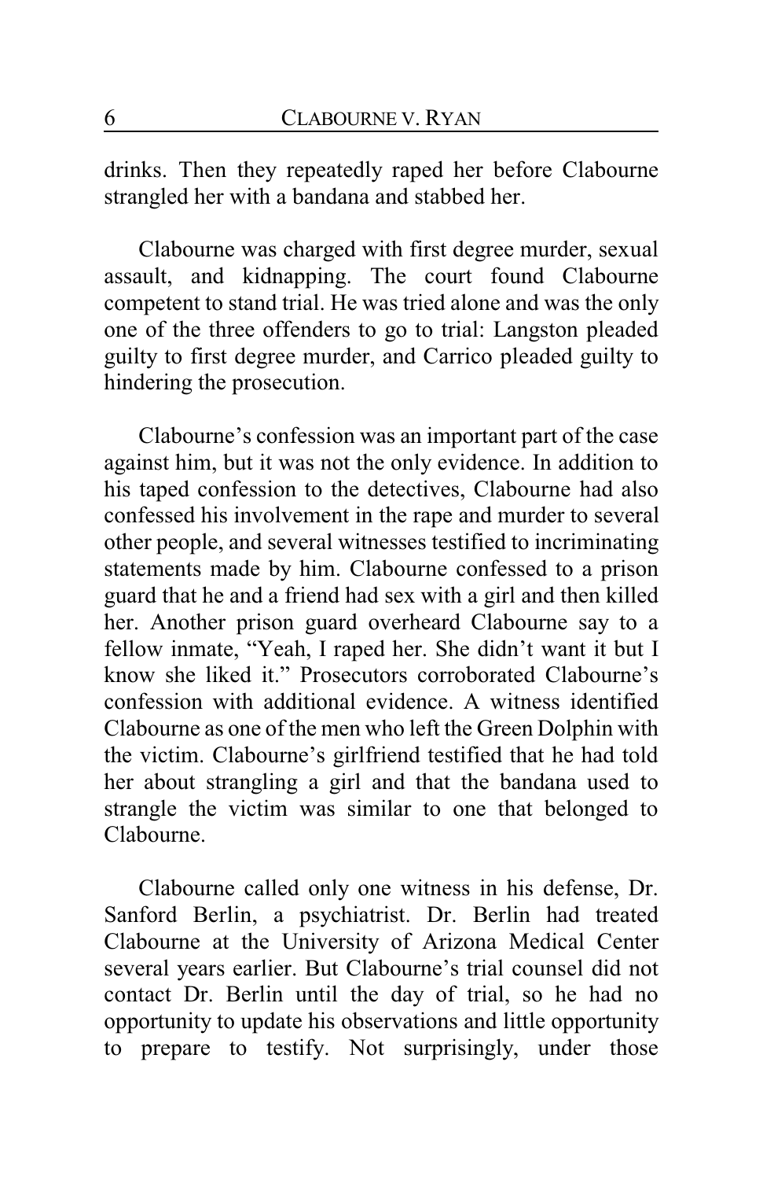drinks. Then they repeatedly raped her before Clabourne strangled her with a bandana and stabbed her.

Clabourne was charged with first degree murder, sexual assault, and kidnapping. The court found Clabourne competent to stand trial. He was tried alone and was the only one of the three offenders to go to trial: Langston pleaded guilty to first degree murder, and Carrico pleaded guilty to hindering the prosecution.

Clabourne's confession was an important part of the case against him, but it was not the only evidence. In addition to his taped confession to the detectives, Clabourne had also confessed his involvement in the rape and murder to several other people, and several witnesses testified to incriminating statements made by him. Clabourne confessed to a prison guard that he and a friend had sex with a girl and then killed her. Another prison guard overheard Clabourne say to a fellow inmate, "Yeah, I raped her. She didn't want it but I know she liked it." Prosecutors corroborated Clabourne's confession with additional evidence. A witness identified Clabourne as one of the men who left the Green Dolphin with the victim. Clabourne's girlfriend testified that he had told her about strangling a girl and that the bandana used to strangle the victim was similar to one that belonged to Clabourne.

Clabourne called only one witness in his defense, Dr. Sanford Berlin, a psychiatrist. Dr. Berlin had treated Clabourne at the University of Arizona Medical Center several years earlier. But Clabourne's trial counsel did not contact Dr. Berlin until the day of trial, so he had no opportunity to update his observations and little opportunity to prepare to testify. Not surprisingly, under those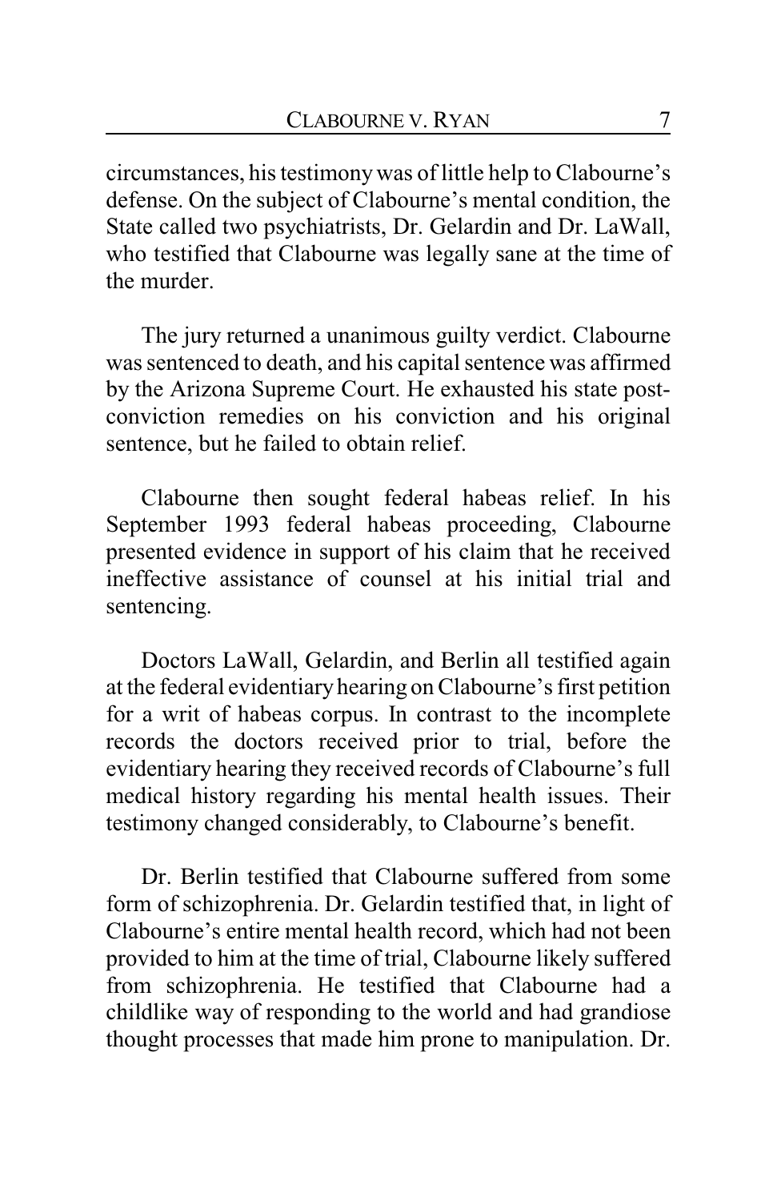circumstances, his testimony was of little help to Clabourne's defense. On the subject of Clabourne's mental condition, the State called two psychiatrists, Dr. Gelardin and Dr. LaWall, who testified that Clabourne was legally sane at the time of the murder.

The jury returned a unanimous guilty verdict. Clabourne was sentenced to death, and his capital sentence was affirmed by the Arizona Supreme Court. He exhausted his state post-conviction remedies on his conviction and his original sentence, but he failed to obtain relief.

Clabourne then sought federal habeas relief. In his September 1993 federal habeas proceeding, Clabourne presented evidence in support of his claim that he received ineffective assistance of counsel at his initial trial and sentencing.

Doctors LaWall, Gelardin, and Berlin all testified again at the federal evidentiary hearing on Clabourne's first petition for a writ of habeas corpus. In contrast to the incomplete records the doctors received prior to trial, before the evidentiary hearing they received records of Clabourne's full medical history regarding his mental health issues. Their testimony changed considerably, to Clabourne's benefit.

Dr. Berlin testified that Clabourne suffered from some form of schizophrenia. Dr. Gelardin testified that, in light of Clabourne's entire mental health record, which had not been provided to him at the time of trial, Clabourne likely suffered from schizophrenia. He testified that Clabourne had a childlike way of responding to the world and had grandiose thought processes that made him prone to manipulation. Dr.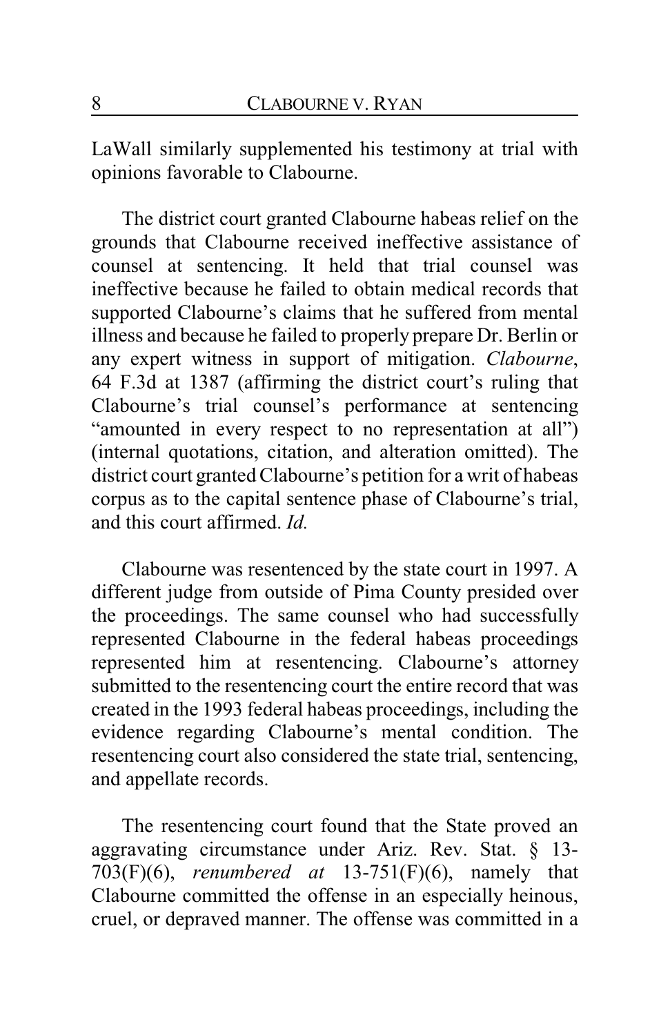LaWall similarly supplemented his testimony at trial with opinions favorable to Clabourne.

The district court granted Clabourne habeas relief on the grounds that Clabourne received ineffective assistance of counsel at sentencing. It held that trial counsel was ineffective because he failed to obtain medical records that supported Clabourne's claims that he suffered from mental illness and because he failed to properly prepare Dr. Berlin or any expert witness in support of mitigation. *Clabourne*, 64 F.3d at 1387 (affirming the district court's ruling that Clabourne's trial counsel's performance at sentencing "amounted in every respect to no representation at all") (internal quotations, citation, and alteration omitted). The district court granted Clabourne's petition for a writ of habeas corpus as to the capital sentence phase of Clabourne's trial, and this court affirmed. *Id.*

Clabourne was resentenced by the state court in 1997. A different judge from outside of Pima County presided over the proceedings. The same counsel who had successfully represented Clabourne in the federal habeas proceedings represented him at resentencing. Clabourne's attorney submitted to the resentencing court the entire record that was created in the 1993 federal habeas proceedings, including the evidence regarding Clabourne's mental condition. The resentencing court also considered the state trial, sentencing, and appellate records.

The resentencing court found that the State proved an aggravating circumstance under Ariz. Rev. Stat. § 13-703(F)(6), *renumbered at* 13-751(F)(6), namely that Clabourne committed the offense in an especially heinous, cruel, or depraved manner. The offense was committed in a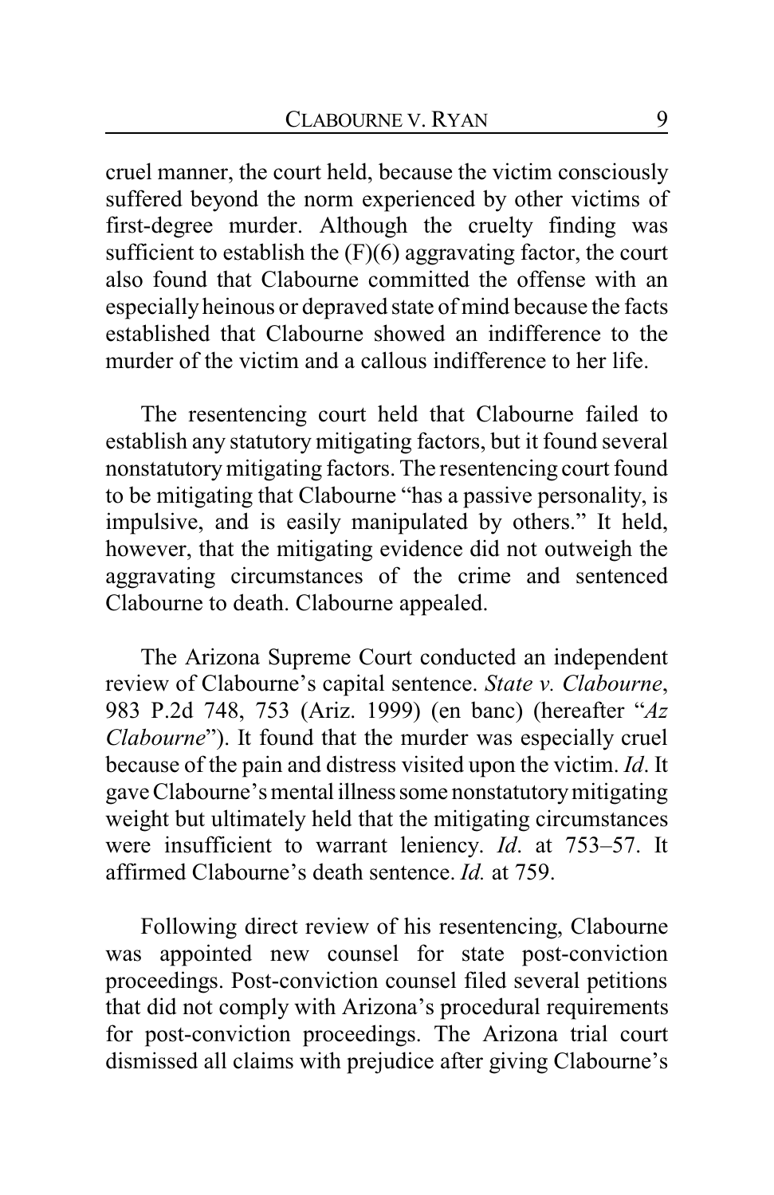cruel manner, the court held, because the victim consciously suffered beyond the norm experienced by other victims of first-degree murder. Although the cruelty finding was sufficient to establish the (F)(6) aggravating factor, the court also found that Clabourne committed the offense with an especially heinous or depraved state of mind because the facts established that Clabourne showed an indifference to the murder of the victim and a callous indifference to her life.

The resentencing court held that Clabourne failed to establish any statutory mitigating factors, but it found several nonstatutory mitigating factors. The resentencing court found to be mitigating that Clabourne "has a passive personality, is impulsive, and is easily manipulated by others." It held, however, that the mitigating evidence did not outweigh the aggravating circumstances of the crime and sentenced Clabourne to death. Clabourne appealed.

The Arizona Supreme Court conducted an independent review of Clabourne's capital sentence. *State v. Clabourne*, 983 P.2d 748, 753 (Ariz. 1999) (en banc) (hereafter "*Az Clabourne*"). It found that the murder was especially cruel because of the pain and distress visited upon the victim. *Id*. It gave Clabourne's mental illness some nonstatutory mitigating weight but ultimately held that the mitigating circumstances were insufficient to warrant leniency. *Id*. at 753–57. It affirmed Clabourne's death sentence. *Id.* at 759.

Following direct review of his resentencing, Clabourne was appointed new counsel for state post-conviction proceedings. Post-conviction counsel filed several petitions that did not comply with Arizona's procedural requirements for post-conviction proceedings. The Arizona trial court dismissed all claims with prejudice after giving Clabourne's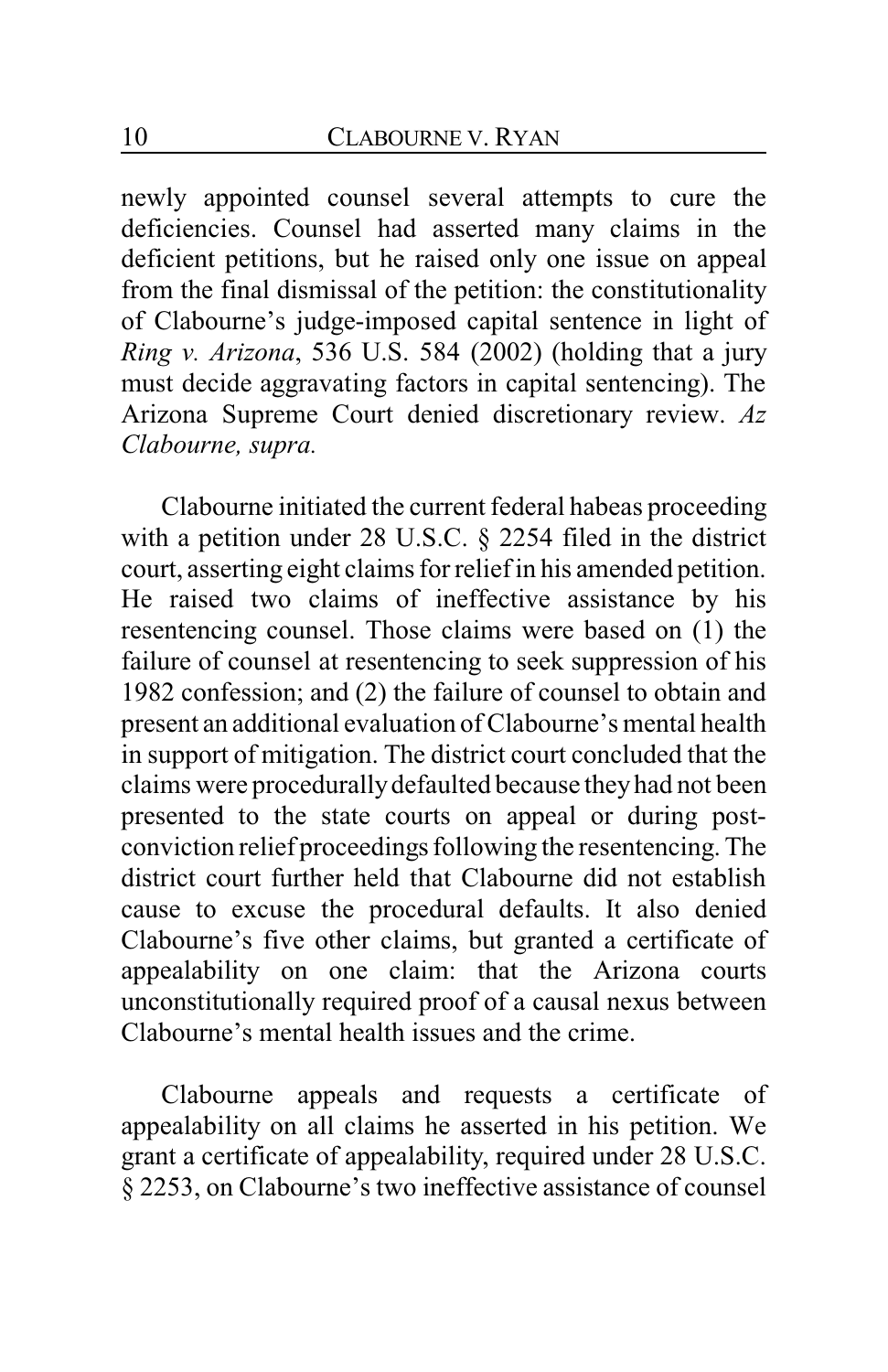newly appointed counsel several attempts to cure the deficiencies. Counsel had asserted many claims in the deficient petitions, but he raised only one issue on appeal from the final dismissal of the petition: the constitutionality of Clabourne's judge-imposed capital sentence in light of *Ring v. Arizona*, 536 U.S. 584 (2002) (holding that a jury must decide aggravating factors in capital sentencing). The Arizona Supreme Court denied discretionary review. *Az Clabourne, supra.*

Clabourne initiated the current federal habeas proceeding with a petition under 28 U.S.C. § 2254 filed in the district court, asserting eight claims for relief in his amended petition. He raised two claims of ineffective assistance by his resentencing counsel. Those claims were based on (1) the failure of counsel at resentencing to seek suppression of his 1982 confession; and (2) the failure of counsel to obtain and present an additional evaluation of Clabourne's mental health in support of mitigation. The district court concluded that the claims were procedurally defaulted because they had not been presented to the state courts on appeal or during post-conviction relief proceedings following the resentencing. The district court further held that Clabourne did not establish cause to excuse the procedural defaults. It also denied Clabourne's five other claims, but granted a certificate of appealability on one claim: that the Arizona courts unconstitutionally required proof of a causal nexus between Clabourne's mental health issues and the crime.

Clabourne appeals and requests a certificate of appealability on all claims he asserted in his petition. We grant a certificate of appealability, required under 28 U.S.C. § 2253, on Clabourne's two ineffective assistance of counsel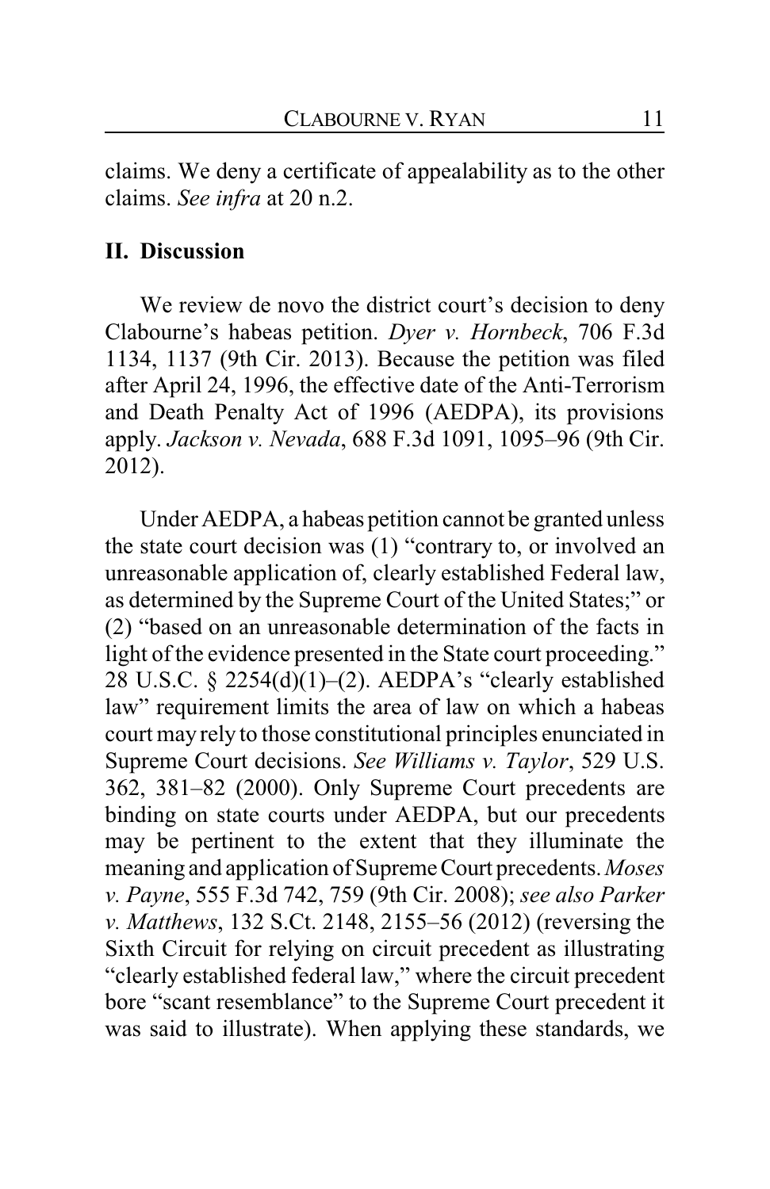claims. We deny a certificate of appealability as to the other claims. *See infra* at 20 n.2.

## II. Discussion

We review de novo the district court's decision to deny Clabourne's habeas petition. *Dyer v. Hornbeck*, 706 F.3d 1134, 1137 (9th Cir. 2013). Because the petition was filed after April 24, 1996, the effective date of the Anti-Terrorism and Death Penalty Act of 1996 (AEDPA), its provisions apply. *Jackson v. Nevada*, 688 F.3d 1091, 1095–96 (9th Cir. 2012).

Under AEDPA, a habeas petition cannot be granted unless the state court decision was (1) "contrary to, or involved an unreasonable application of, clearly established Federal law, as determined by the Supreme Court of the United States;" or (2) "based on an unreasonable determination of the facts in light of the evidence presented in the State court proceeding." 28 U.S.C. § 2254(d)(1)–(2). AEDPA's "clearly established law" requirement limits the area of law on which a habeas court may rely to those constitutional principles enunciated in Supreme Court decisions. *See Williams v. Taylor*, 529 U.S. 362, 381–82 (2000). Only Supreme Court precedents are binding on state courts under AEDPA, but our precedents may be pertinent to the extent that they illuminate the meaning and application of Supreme Court precedents. *Moses v. Payne*, 555 F.3d 742, 759 (9th Cir. 2008); *see also Parker v. Matthews*, 132 S.Ct. 2148, 2155–56 (2012) (reversing the Sixth Circuit for relying on circuit precedent as illustrating "clearly established federal law," where the circuit precedent bore "scant resemblance" to the Supreme Court precedent it was said to illustrate). When applying these standards, we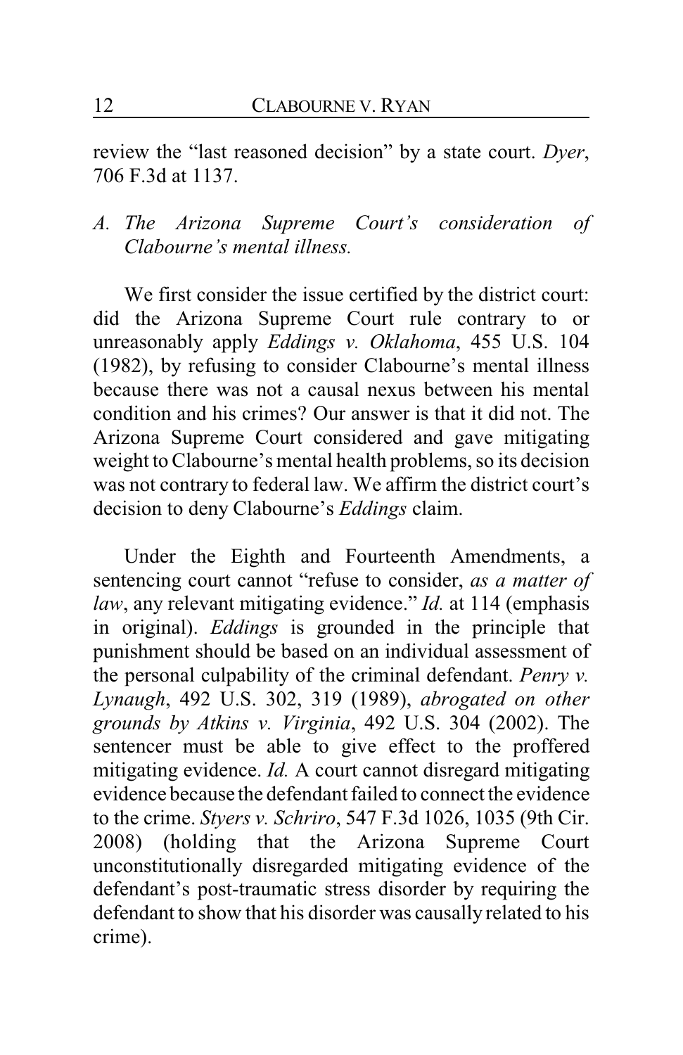review the "last reasoned decision" by a state court. *Dyer*, 706 F.3d at 1137.

### *A. The Arizona Supreme Court's consideration of Clabourne's mental illness.*

We first consider the issue certified by the district court: did the Arizona Supreme Court rule contrary to or unreasonably apply *Eddings v. Oklahoma*, 455 U.S. 104 (1982), by refusing to consider Clabourne's mental illness because there was not a causal nexus between his mental condition and his crimes? Our answer is that it did not. The Arizona Supreme Court considered and gave mitigating weight to Clabourne's mental health problems, so its decision was not contrary to federal law. We affirm the district court's decision to deny Clabourne's *Eddings* claim.

Under the Eighth and Fourteenth Amendments, a sentencing court cannot "refuse to consider, *as a matter of law*, any relevant mitigating evidence." *Id.* at 114 (emphasis in original). *Eddings* is grounded in the principle that punishment should be based on an individual assessment of the personal culpability of the criminal defendant. *Penry v. Lynaugh*, 492 U.S. 302, 319 (1989), *abrogated on other grounds by Atkins v. Virginia*, 492 U.S. 304 (2002). The sentencer must be able to give effect to the proffered mitigating evidence. *Id.* A court cannot disregard mitigating evidence because the defendant failed to connect the evidence to the crime. *Styers v. Schriro*, 547 F.3d 1026, 1035 (9th Cir. 2008) (holding that the Arizona Supreme Court unconstitutionally disregarded mitigating evidence of the defendant's post-traumatic stress disorder by requiring the defendant to show that his disorder was causally related to his crime).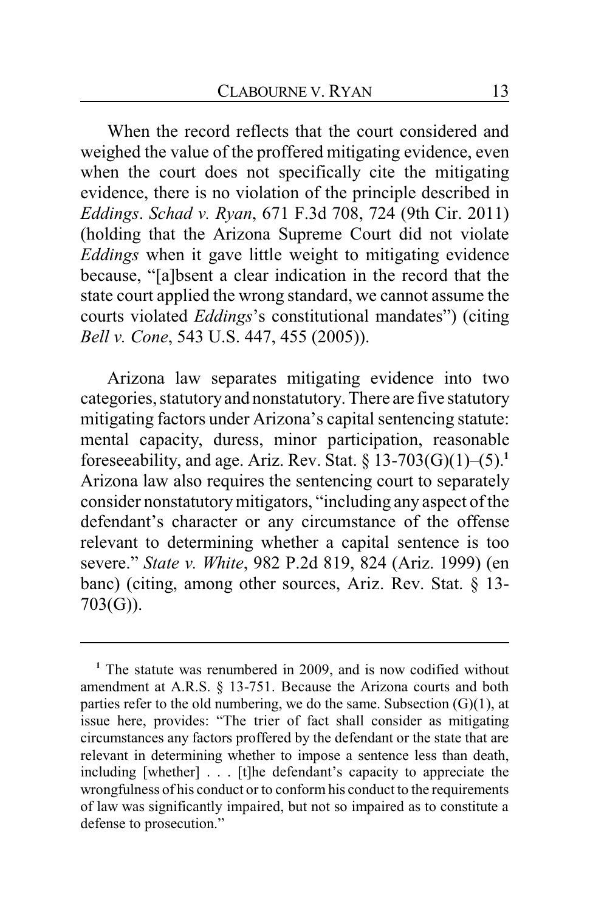When the record reflects that the court considered and weighed the value of the proffered mitigating evidence, even when the court does not specifically cite the mitigating evidence, there is no violation of the principle described in *Eddings*. *Schad v. Ryan*, 671 F.3d 708, 724 (9th Cir. 2011) (holding that the Arizona Supreme Court did not violate *Eddings* when it gave little weight to mitigating evidence because, "[a]bsent a clear indication in the record that the state court applied the wrong standard, we cannot assume the courts violated *Eddings*'s constitutional mandates") (citing *Bell v. Cone*, 543 U.S. 447, 455 (2005)).

Arizona law separates mitigating evidence into two categories, statutory and nonstatutory. There are five statutory mitigating factors under Arizona's capital sentencing statute: mental capacity, duress, minor participation, reasonable foreseeability, and age. Ariz. Rev. Stat. § 13-703(G)(1)–(5).[1] Arizona law also requires the sentencing court to separately consider nonstatutory mitigators, "including any aspect of the defendant's character or any circumstance of the offense relevant to determining whether a capital sentence is too severe." *State v. White*, 982 P.2d 819, 824 (Ariz. 1999) (en banc) (citing, among other sources, Ariz. Rev. Stat. § 13-703(G)).

---

[1] The statute was renumbered in 2009, and is now codified without amendment at A.R.S. § 13-751. Because the Arizona courts and both parties refer to the old numbering, we do the same. Subsection (G)(1), at issue here, provides: "The trier of fact shall consider as mitigating circumstances any factors proffered by the defendant or the state that are relevant in determining whether to impose a sentence less than death, including [whether] . . . [t]he defendant's capacity to appreciate the wrongfulness of his conduct or to conform his conduct to the requirements of law was significantly impaired, but not so impaired as to constitute a defense to prosecution."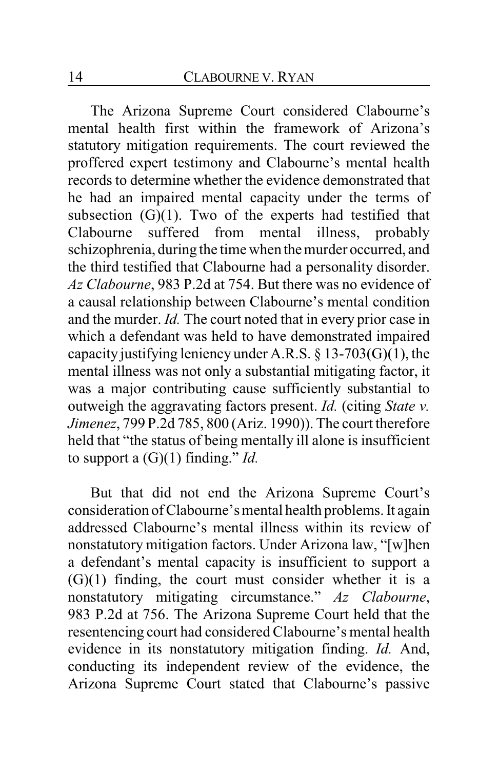The Arizona Supreme Court considered Clabourne's mental health first within the framework of Arizona's statutory mitigation requirements. The court reviewed the proffered expert testimony and Clabourne's mental health records to determine whether the evidence demonstrated that he had an impaired mental capacity under the terms of subsection (G)(1). Two of the experts had testified that Clabourne suffered from mental illness, probably schizophrenia, during the time when the murder occurred, and the third testified that Clabourne had a personality disorder. *Az Clabourne*, 983 P.2d at 754. But there was no evidence of a causal relationship between Clabourne's mental condition and the murder. *Id.* The court noted that in every prior case in which a defendant was held to have demonstrated impaired capacity justifying leniency under A.R.S. § 13-703(G)(1), the mental illness was not only a substantial mitigating factor, it was a major contributing cause sufficiently substantial to outweigh the aggravating factors present. *Id.* (citing *State v. Jimenez*, 799 P.2d 785, 800 (Ariz. 1990)). The court therefore held that "the status of being mentally ill alone is insufficient to support a (G)(1) finding." *Id.*

But that did not end the Arizona Supreme Court's consideration of Clabourne's mental health problems. It again addressed Clabourne's mental illness within its review of nonstatutory mitigation factors. Under Arizona law, "[w]hen a defendant's mental capacity is insufficient to support a (G)(1) finding, the court must consider whether it is a nonstatutory mitigating circumstance." *Az Clabourne*, 983 P.2d at 756. The Arizona Supreme Court held that the resentencing court had considered Clabourne's mental health evidence in its nonstatutory mitigation finding. *Id.* And, conducting its independent review of the evidence, the Arizona Supreme Court stated that Clabourne's passive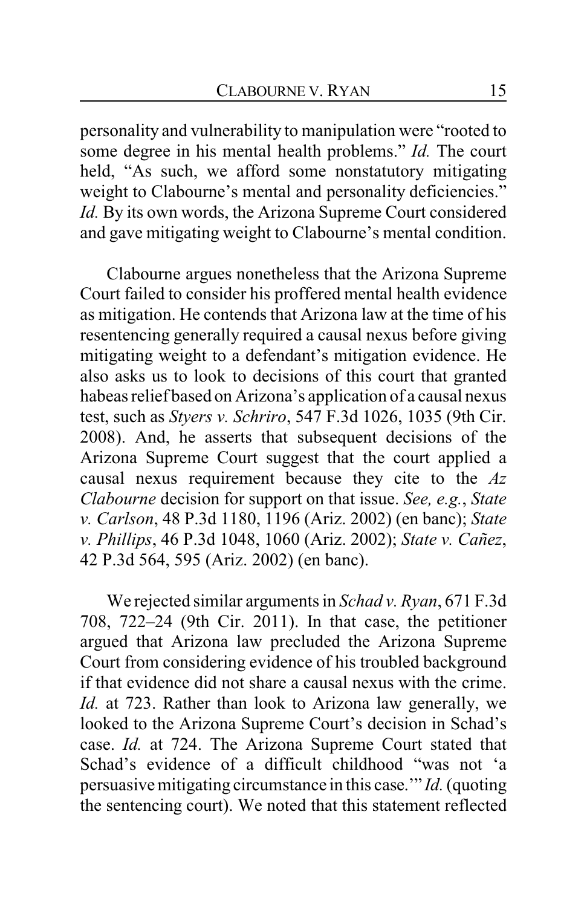personality and vulnerability to manipulation were "rooted to some degree in his mental health problems." *Id.* The court held, "As such, we afford some nonstatutory mitigating weight to Clabourne's mental and personality deficiencies." *Id.* By its own words, the Arizona Supreme Court considered and gave mitigating weight to Clabourne's mental condition.

Clabourne argues nonetheless that the Arizona Supreme Court failed to consider his proffered mental health evidence as mitigation. He contends that Arizona law at the time of his resentencing generally required a causal nexus before giving mitigating weight to a defendant's mitigation evidence. He also asks us to look to decisions of this court that granted habeas relief based on Arizona's application of a causal nexus test, such as *Styers v. Schriro*, 547 F.3d 1026, 1035 (9th Cir. 2008). And, he asserts that subsequent decisions of the Arizona Supreme Court suggest that the court applied a causal nexus requirement because they cite to the *Az Clabourne* decision for support on that issue. *See, e.g.*, *State v. Carlson*, 48 P.3d 1180, 1196 (Ariz. 2002) (en banc); *State v. Phillips*, 46 P.3d 1048, 1060 (Ariz. 2002); *State v. Cañez*, 42 P.3d 564, 595 (Ariz. 2002) (en banc).

We rejected similar arguments in *Schad v. Ryan*, 671 F.3d 708, 722–24 (9th Cir. 2011). In that case, the petitioner argued that Arizona law precluded the Arizona Supreme Court from considering evidence of his troubled background if that evidence did not share a causal nexus with the crime. *Id.* at 723. Rather than look to Arizona law generally, we looked to the Arizona Supreme Court's decision in Schad's case. *Id.* at 724. The Arizona Supreme Court stated that Schad's evidence of a difficult childhood "was not 'a persuasive mitigating circumstance in this case.'" *Id.* (quoting the sentencing court). We noted that this statement reflected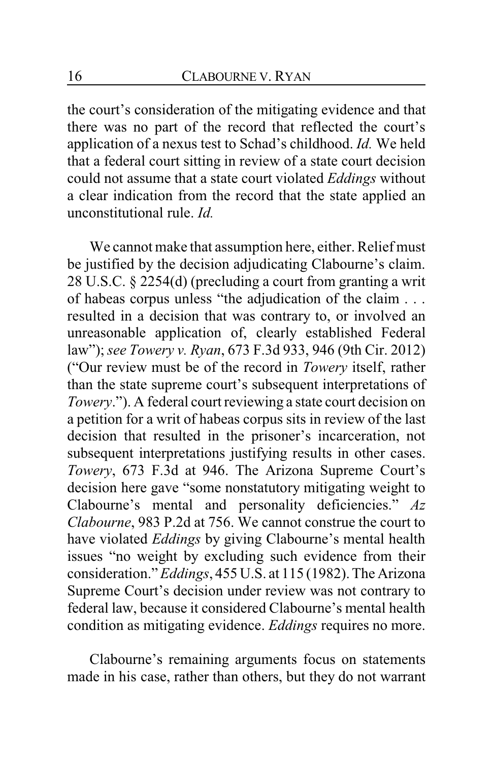the court's consideration of the mitigating evidence and that there was no part of the record that reflected the court's application of a nexus test to Schad's childhood. *Id.* We held that a federal court sitting in review of a state court decision could not assume that a state court violated *Eddings* without a clear indication from the record that the state applied an unconstitutional rule. *Id.*

We cannot make that assumption here, either. Relief must be justified by the decision adjudicating Clabourne's claim. 28 U.S.C. § 2254(d) (precluding a court from granting a writ of habeas corpus unless "the adjudication of the claim . . . resulted in a decision that was contrary to, or involved an unreasonable application of, clearly established Federal law"); *see Towery v. Ryan*, 673 F.3d 933, 946 (9th Cir. 2012) ("Our review must be of the record in *Towery* itself, rather than the state supreme court's subsequent interpretations of *Towery*."). A federal court reviewing a state court decision on a petition for a writ of habeas corpus sits in review of the last decision that resulted in the prisoner's incarceration, not subsequent interpretations justifying results in other cases. *Towery*, 673 F.3d at 946. The Arizona Supreme Court's decision here gave "some nonstatutory mitigating weight to Clabourne's mental and personality deficiencies." *Az Clabourne*, 983 P.2d at 756. We cannot construe the court to have violated *Eddings* by giving Clabourne's mental health issues "no weight by excluding such evidence from their consideration." *Eddings*, 455 U.S. at 115 (1982). The Arizona Supreme Court's decision under review was not contrary to federal law, because it considered Clabourne's mental health condition as mitigating evidence. *Eddings* requires no more.

Clabourne's remaining arguments focus on statements made in his case, rather than others, but they do not warrant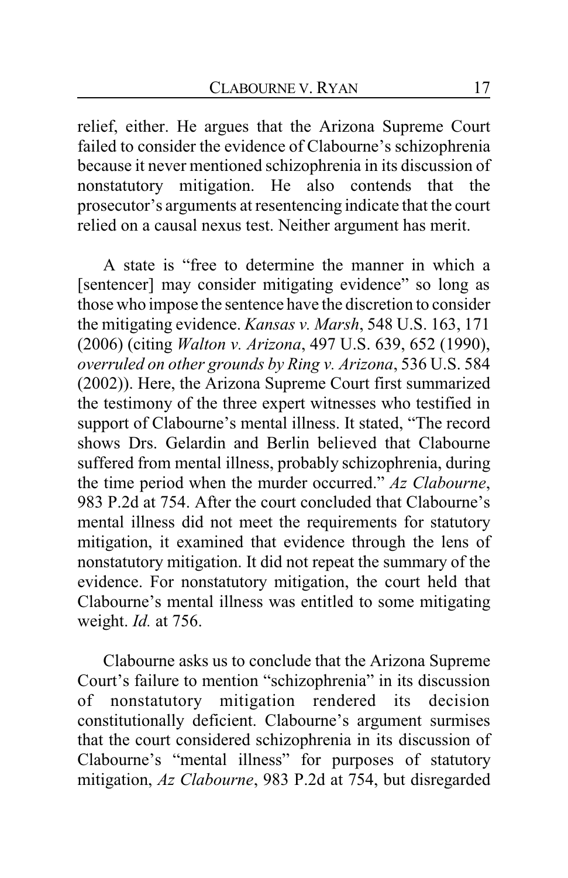relief, either. He argues that the Arizona Supreme Court failed to consider the evidence of Clabourne's schizophrenia because it never mentioned schizophrenia in its discussion of nonstatutory mitigation. He also contends that the prosecutor's arguments at resentencing indicate that the court relied on a causal nexus test. Neither argument has merit.

A state is "free to determine the manner in which a [sentencer] may consider mitigating evidence" so long as those who impose the sentence have the discretion to consider the mitigating evidence. *Kansas v. Marsh*, 548 U.S. 163, 171 (2006) (citing *Walton v. Arizona*, 497 U.S. 639, 652 (1990), *overruled on other grounds by Ring v. Arizona*, 536 U.S. 584 (2002)). Here, the Arizona Supreme Court first summarized the testimony of the three expert witnesses who testified in support of Clabourne's mental illness. It stated, "The record shows Drs. Gelardin and Berlin believed that Clabourne suffered from mental illness, probably schizophrenia, during the time period when the murder occurred." *Az Clabourne*, 983 P.2d at 754. After the court concluded that Clabourne's mental illness did not meet the requirements for statutory mitigation, it examined that evidence through the lens of nonstatutory mitigation. It did not repeat the summary of the evidence. For nonstatutory mitigation, the court held that Clabourne's mental illness was entitled to some mitigating weight. *Id.* at 756.

Clabourne asks us to conclude that the Arizona Supreme Court's failure to mention "schizophrenia" in its discussion of nonstatutory mitigation rendered its decision constitutionally deficient. Clabourne's argument surmises that the court considered schizophrenia in its discussion of Clabourne's "mental illness" for purposes of statutory mitigation, *Az Clabourne*, 983 P.2d at 754, but disregarded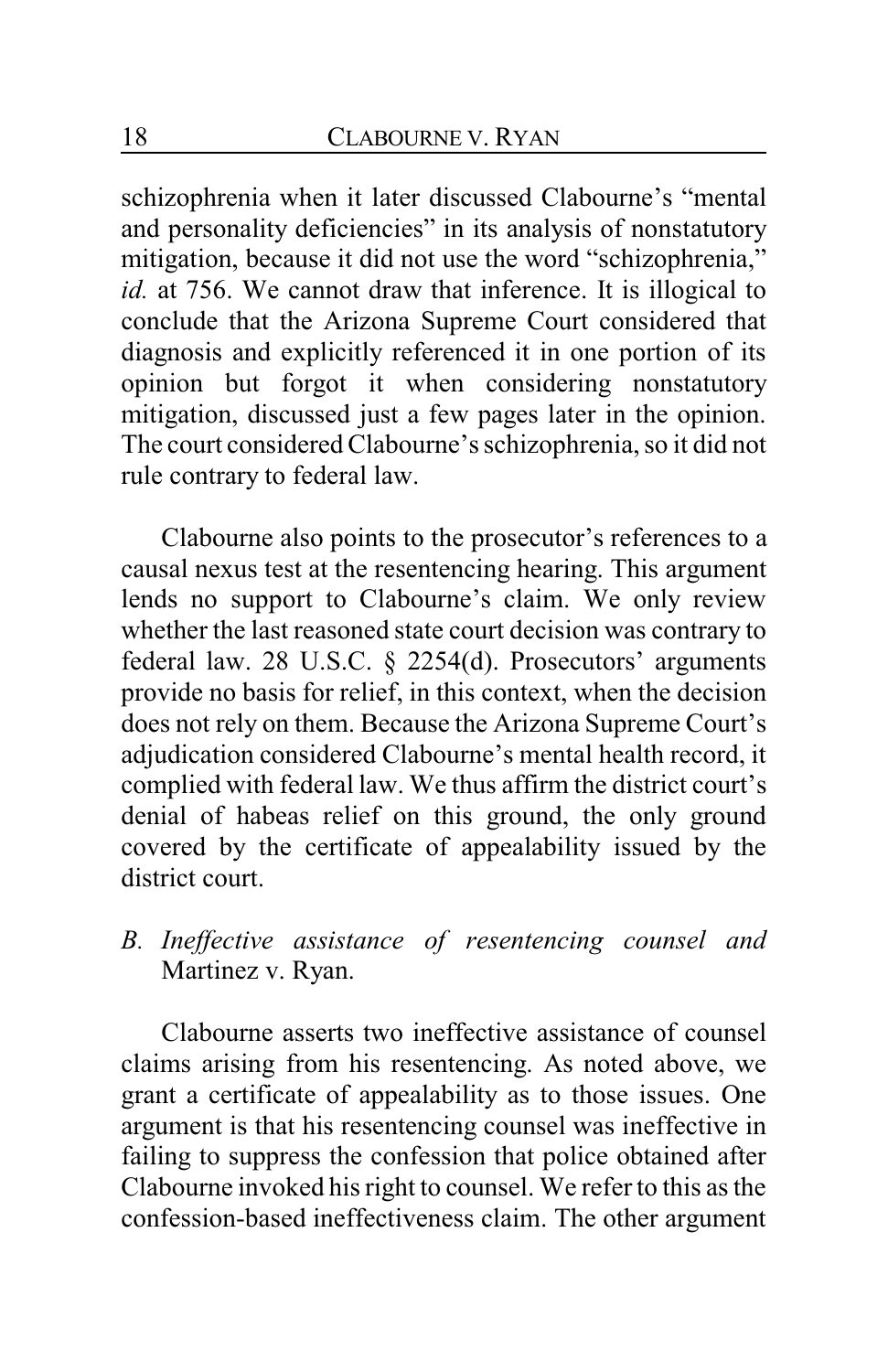schizophrenia when it later discussed Clabourne's "mental and personality deficiencies" in its analysis of nonstatutory mitigation, because it did not use the word "schizophrenia," *id.* at 756. We cannot draw that inference. It is illogical to conclude that the Arizona Supreme Court considered that diagnosis and explicitly referenced it in one portion of its opinion but forgot it when considering nonstatutory mitigation, discussed just a few pages later in the opinion. The court considered Clabourne's schizophrenia, so it did not rule contrary to federal law.

Clabourne also points to the prosecutor's references to a causal nexus test at the resentencing hearing. This argument lends no support to Clabourne's claim. We only review whether the last reasoned state court decision was contrary to federal law. 28 U.S.C. § 2254(d). Prosecutors' arguments provide no basis for relief, in this context, when the decision does not rely on them. Because the Arizona Supreme Court's adjudication considered Clabourne's mental health record, it complied with federal law. We thus affirm the district court's denial of habeas relief on this ground, the only ground covered by the certificate of appealability issued by the district court.

### *B. Ineffective assistance of resentencing counsel and* Martinez v. Ryan.

Clabourne asserts two ineffective assistance of counsel claims arising from his resentencing. As noted above, we grant a certificate of appealability as to those issues. One argument is that his resentencing counsel was ineffective in failing to suppress the confession that police obtained after Clabourne invoked his right to counsel. We refer to this as the confession-based ineffectiveness claim. The other argument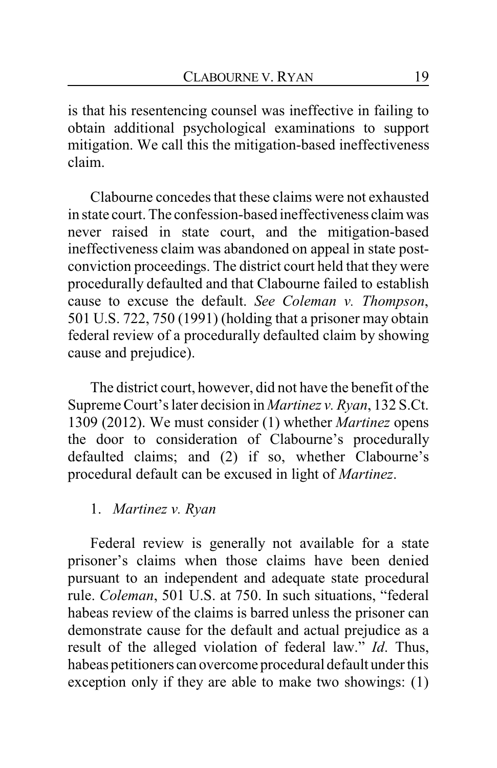is that his resentencing counsel was ineffective in failing to obtain additional psychological examinations to support mitigation. We call this the mitigation-based ineffectiveness claim.

Clabourne concedes that these claims were not exhausted in state court. The confession-based ineffectiveness claim was never raised in state court, and the mitigation-based ineffectiveness claim was abandoned on appeal in state post-conviction proceedings. The district court held that they were procedurally defaulted and that Clabourne failed to establish cause to excuse the default. *See Coleman v. Thompson*, 501 U.S. 722, 750 (1991) (holding that a prisoner may obtain federal review of a procedurally defaulted claim by showing cause and prejudice).

The district court, however, did not have the benefit of the Supreme Court's later decision in *Martinez v. Ryan*, 132 S.Ct. 1309 (2012). We must consider (1) whether *Martinez* opens the door to consideration of Clabourne's procedurally defaulted claims; and (2) if so, whether Clabourne's procedural default can be excused in light of *Martinez*.

1. *Martinez v. Ryan*

Federal review is generally not available for a state prisoner's claims when those claims have been denied pursuant to an independent and adequate state procedural rule. *Coleman*, 501 U.S. at 750. In such situations, "federal habeas review of the claims is barred unless the prisoner can demonstrate cause for the default and actual prejudice as a result of the alleged violation of federal law." *Id*. Thus, habeas petitioners can overcome procedural default under this exception only if they are able to make two showings: (1)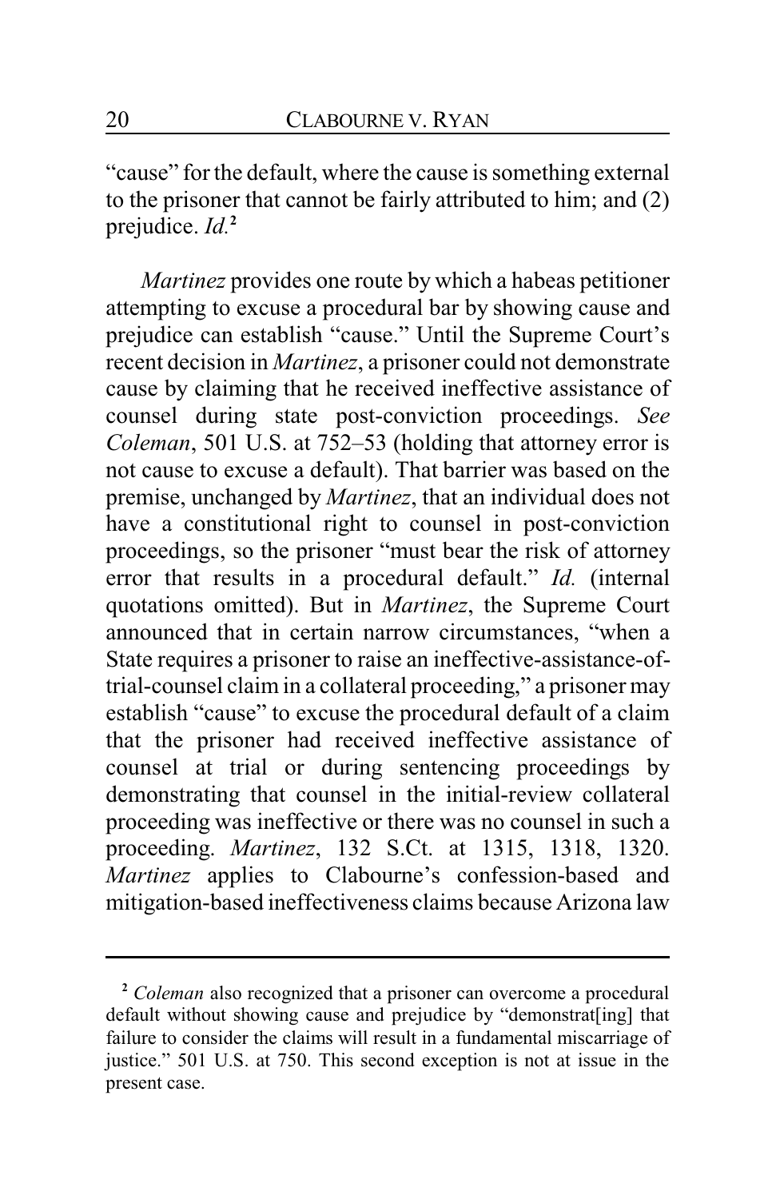"cause" for the default, where the cause is something external to the prisoner that cannot be fairly attributed to him; and (2) prejudice. *Id.*[2]

*Martinez* provides one route by which a habeas petitioner attempting to excuse a procedural bar by showing cause and prejudice can establish "cause." Until the Supreme Court's recent decision in *Martinez*, a prisoner could not demonstrate cause by claiming that he received ineffective assistance of counsel during state post-conviction proceedings. *See Coleman*, 501 U.S. at 752–53 (holding that attorney error is not cause to excuse a default). That barrier was based on the premise, unchanged by *Martinez*, that an individual does not have a constitutional right to counsel in post-conviction proceedings, so the prisoner "must bear the risk of attorney error that results in a procedural default." *Id.* (internal quotations omitted). But in *Martinez*, the Supreme Court announced that in certain narrow circumstances, "when a State requires a prisoner to raise an ineffective-assistance-of-trial-counsel claim in a collateral proceeding," a prisoner may establish "cause" to excuse the procedural default of a claim that the prisoner had received ineffective assistance of counsel at trial or during sentencing proceedings by demonstrating that counsel in the initial-review collateral proceeding was ineffective or there was no counsel in such a proceeding. *Martinez*, 132 S.Ct. at 1315, 1318, 1320. *Martinez* applies to Clabourne's confession-based and mitigation-based ineffectiveness claims because Arizona law

---

[2] *Coleman* also recognized that a prisoner can overcome a procedural default without showing cause and prejudice by "demonstrat[ing] that failure to consider the claims will result in a fundamental miscarriage of justice." 501 U.S. at 750. This second exception is not at issue in the present case.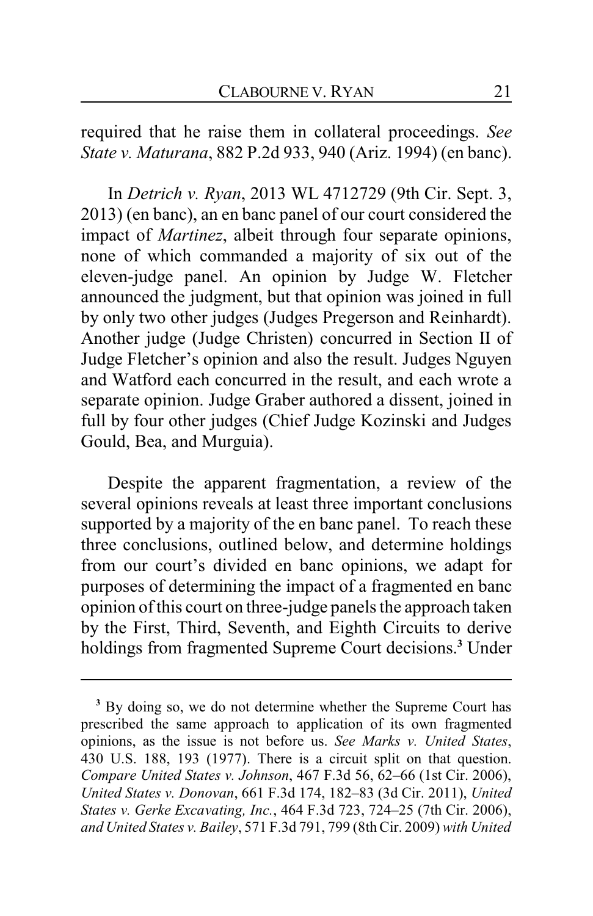required that he raise them in collateral proceedings. *See State v. Maturana*, 882 P.2d 933, 940 (Ariz. 1994) (en banc).

In *Detrich v. Ryan*, 2013 WL 4712729 (9th Cir. Sept. 3, 2013) (en banc), an en banc panel of our court considered the impact of *Martinez*, albeit through four separate opinions, none of which commanded a majority of six out of the eleven-judge panel. An opinion by Judge W. Fletcher announced the judgment, but that opinion was joined in full by only two other judges (Judges Pregerson and Reinhardt). Another judge (Judge Christen) concurred in Section II of Judge Fletcher's opinion and also the result. Judges Nguyen and Watford each concurred in the result, and each wrote a separate opinion. Judge Graber authored a dissent, joined in full by four other judges (Chief Judge Kozinski and Judges Gould, Bea, and Murguia).

Despite the apparent fragmentation, a review of the several opinions reveals at least three important conclusions supported by a majority of the en banc panel. To reach these three conclusions, outlined below, and determine holdings from our court's divided en banc opinions, we adapt for purposes of determining the impact of a fragmented en banc opinion of this court on three-judge panels the approach taken by the First, Third, Seventh, and Eighth Circuits to derive holdings from fragmented Supreme Court decisions.[3] Under

---

[3] By doing so, we do not determine whether the Supreme Court has prescribed the same approach to application of its own fragmented opinions, as the issue is not before us. *See Marks v. United States*, 430 U.S. 188, 193 (1977). There is a circuit split on that question. *Compare United States v. Johnson*, 467 F.3d 56, 62–66 (1st Cir. 2006), *United States v. Donovan*, 661 F.3d 174, 182–83 (3d Cir. 2011), *United States v. Gerke Excavating, Inc.*, 464 F.3d 723, 724–25 (7th Cir. 2006), *and United States v. Bailey*, 571 F.3d 791, 799 (8th Cir. 2009) *with United*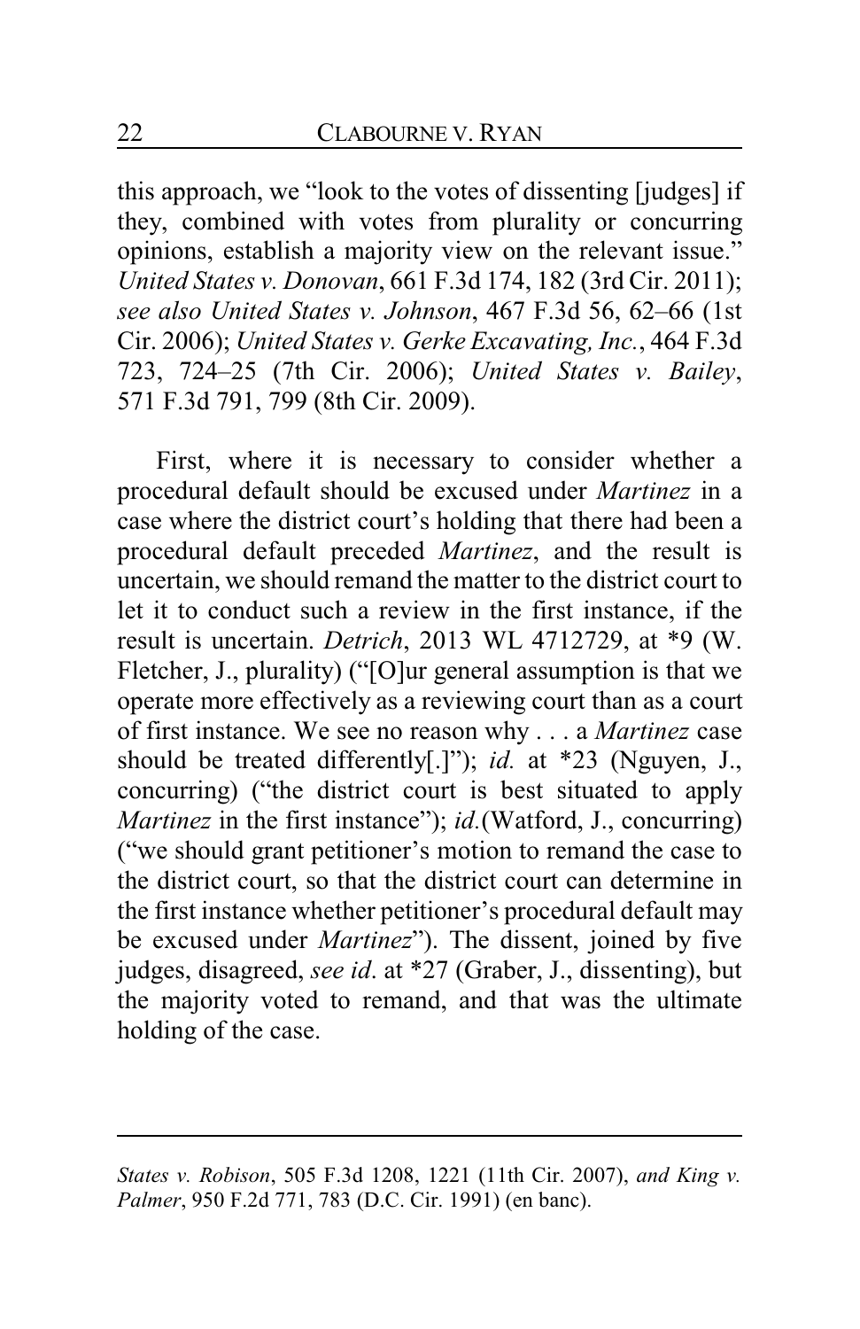this approach, we "look to the votes of dissenting [judges] if they, combined with votes from plurality or concurring opinions, establish a majority view on the relevant issue." *United States v. Donovan*, 661 F.3d 174, 182 (3rd Cir. 2011); *see also United States v. Johnson*, 467 F.3d 56, 62–66 (1st Cir. 2006); *United States v. Gerke Excavating, Inc.*, 464 F.3d 723, 724–25 (7th Cir. 2006); *United States v. Bailey*, 571 F.3d 791, 799 (8th Cir. 2009).

First, where it is necessary to consider whether a procedural default should be excused under *Martinez* in a case where the district court's holding that there had been a procedural default preceded *Martinez*, and the result is uncertain, we should remand the matter to the district court to let it to conduct such a review in the first instance, if the result is uncertain. *Detrich*, 2013 WL 4712729, at *9 (W. Fletcher, J., plurality) ("[O]ur general assumption is that we operate more effectively as a reviewing court than as a court of first instance. We see no reason why . . . a *Martinez* case should be treated differently[.]"); *id.* at *23 (Nguyen, J., concurring) ("the district court is best situated to apply *Martinez* in the first instance"); *id.*(Watford, J., concurring) ("we should grant petitioner's motion to remand the case to the district court, so that the district court can determine in the first instance whether petitioner's procedural default may be excused under *Martinez*"). The dissent, joined by five judges, disagreed, *see id*. at *27 (Graber, J., dissenting), but the majority voted to remand, and that was the ultimate holding of the case.

---

*States v. Robison*, 505 F.3d 1208, 1221 (11th Cir. 2007), *and King v. Palmer*, 950 F.2d 771, 783 (D.C. Cir. 1991) (en banc).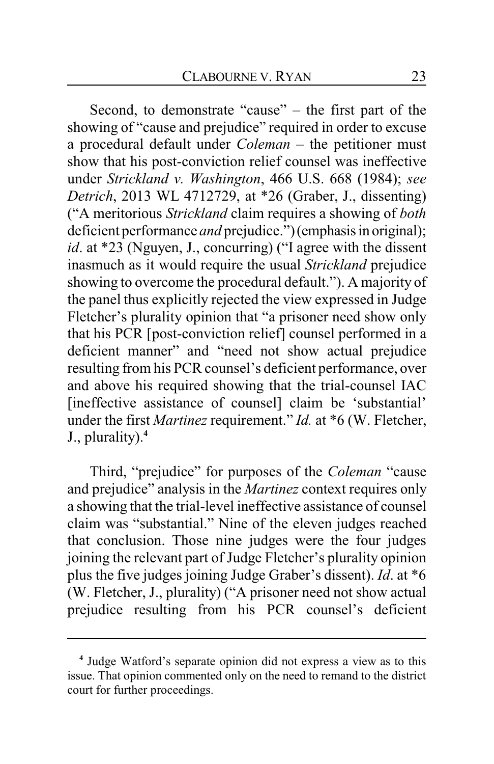Second, to demonstrate "cause" – the first part of the showing of "cause and prejudice" required in order to excuse a procedural default under *Coleman* – the petitioner must show that his post-conviction relief counsel was ineffective under *Strickland v. Washington*, 466 U.S. 668 (1984); *see Detrich*, 2013 WL 4712729, at *26 (Graber, J., dissenting) ("A meritorious *Strickland* claim requires a showing of *both* deficient performance *and* prejudice.") (emphasis in original); *id*. at *23 (Nguyen, J., concurring) ("I agree with the dissent inasmuch as it would require the usual *Strickland* prejudice showing to overcome the procedural default."). A majority of the panel thus explicitly rejected the view expressed in Judge Fletcher's plurality opinion that "a prisoner need show only that his PCR [post-conviction relief] counsel performed in a deficient manner" and "need not show actual prejudice resulting from his PCR counsel's deficient performance, over and above his required showing that the trial-counsel IAC [ineffective assistance of counsel] claim be 'substantial' under the first *Martinez* requirement." *Id.* at *6 (W. Fletcher, J., plurality).[4]

Third, "prejudice" for purposes of the *Coleman* "cause and prejudice" analysis in the *Martinez* context requires only a showing that the trial-level ineffective assistance of counsel claim was "substantial." Nine of the eleven judges reached that conclusion. Those nine judges were the four judges joining the relevant part of Judge Fletcher's plurality opinion plus the five judges joining Judge Graber's dissent). *Id*. at *6 (W. Fletcher, J., plurality) ("A prisoner need not show actual prejudice resulting from his PCR counsel's deficient

[4] Judge Watford's separate opinion did not express a view as to this issue. That opinion commented only on the need to remand to the district court for further proceedings.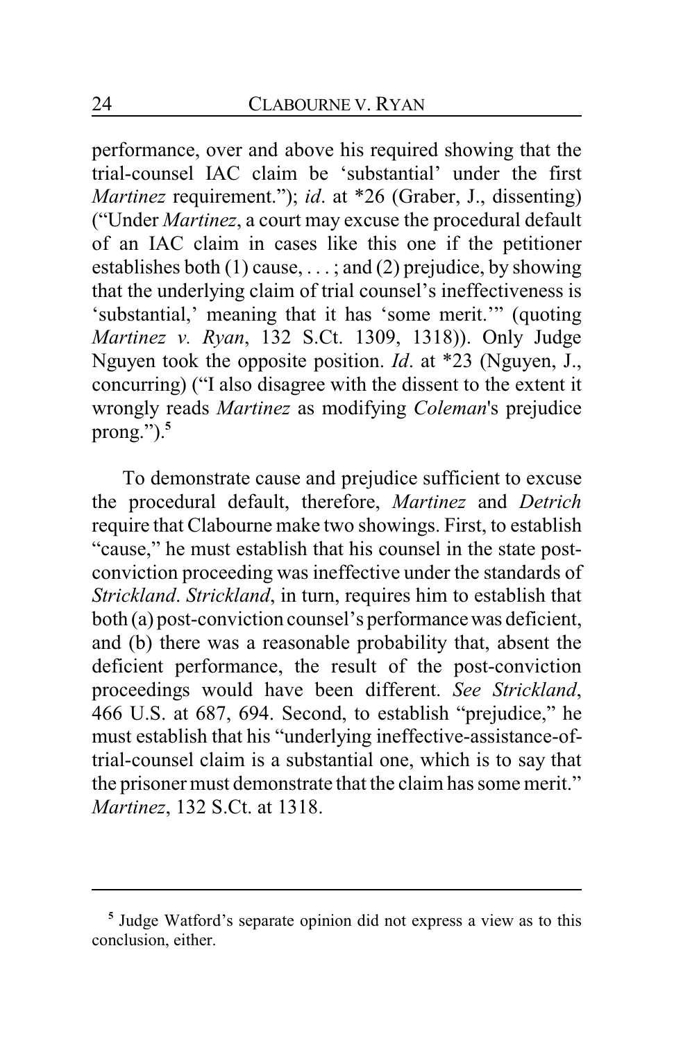performance, over and above his required showing that the trial-counsel IAC claim be 'substantial' under the first *Martinez* requirement."); *id*. at *26 (Graber, J., dissenting) ("Under *Martinez*, a court may excuse the procedural default of an IAC claim in cases like this one if the petitioner establishes both (1) cause, . . . ; and (2) prejudice, by showing that the underlying claim of trial counsel's ineffectiveness is 'substantial,' meaning that it has 'some merit.'" (quoting *Martinez v. Ryan*, 132 S.Ct. 1309, 1318)). Only Judge Nguyen took the opposite position. *Id*. at *23 (Nguyen, J., concurring) ("I also disagree with the dissent to the extent it wrongly reads *Martinez* as modifying *Coleman*'s prejudice prong.").[5]

To demonstrate cause and prejudice sufficient to excuse the procedural default, therefore, *Martinez* and *Detrich* require that Clabourne make two showings. First, to establish "cause," he must establish that his counsel in the state post-conviction proceeding was ineffective under the standards of *Strickland*. *Strickland*, in turn, requires him to establish that both (a) post-conviction counsel's performance was deficient, and (b) there was a reasonable probability that, absent the deficient performance, the result of the post-conviction proceedings would have been different. *See Strickland*, 466 U.S. at 687, 694. Second, to establish "prejudice," he must establish that his "underlying ineffective-assistance-of-trial-counsel claim is a substantial one, which is to say that the prisoner must demonstrate that the claim has some merit." *Martinez*, 132 S.Ct. at 1318.

---

[5] Judge Watford's separate opinion did not express a view as to this conclusion, either.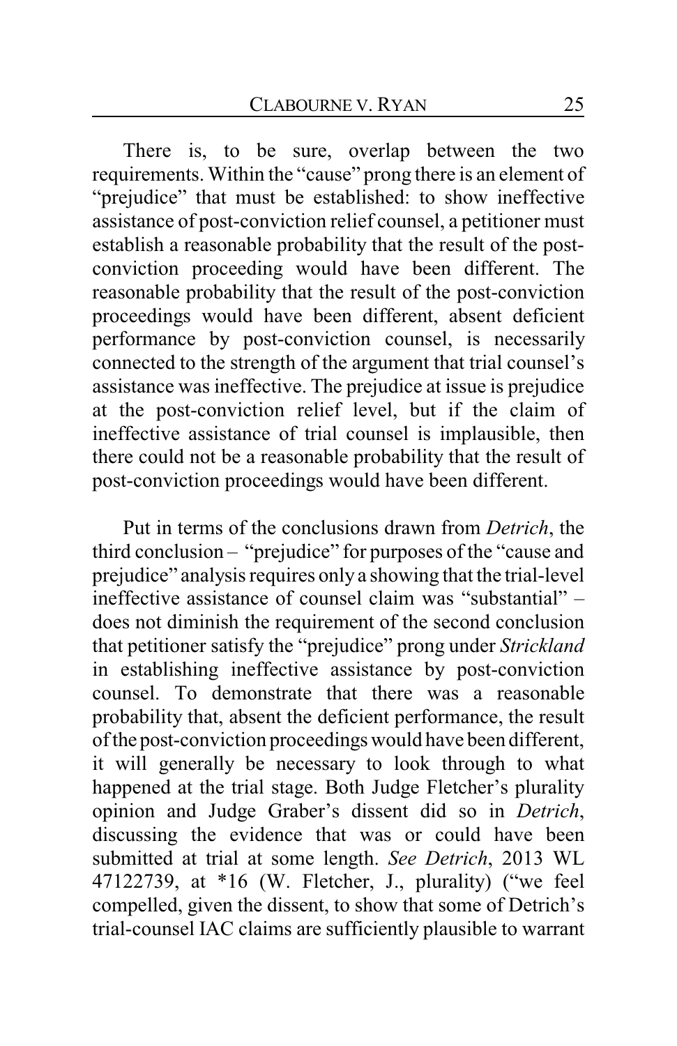There is, to be sure, overlap between the two requirements. Within the "cause" prong there is an element of "prejudice" that must be established: to show ineffective assistance of post-conviction relief counsel, a petitioner must establish a reasonable probability that the result of the post-conviction proceeding would have been different. The reasonable probability that the result of the post-conviction proceedings would have been different, absent deficient performance by post-conviction counsel, is necessarily connected to the strength of the argument that trial counsel's assistance was ineffective. The prejudice at issue is prejudice at the post-conviction relief level, but if the claim of ineffective assistance of trial counsel is implausible, then there could not be a reasonable probability that the result of post-conviction proceedings would have been different.

Put in terms of the conclusions drawn from *Detrich*, the third conclusion – "prejudice" for purposes of the "cause and prejudice" analysis requires only a showing that the trial-level ineffective assistance of counsel claim was "substantial" – does not diminish the requirement of the second conclusion that petitioner satisfy the "prejudice" prong under *Strickland* in establishing ineffective assistance by post-conviction counsel. To demonstrate that there was a reasonable probability that, absent the deficient performance, the result of the post-conviction proceedings would have been different, it will generally be necessary to look through to what happened at the trial stage. Both Judge Fletcher's plurality opinion and Judge Graber's dissent did so in *Detrich*, discussing the evidence that was or could have been submitted at trial at some length. *See Detrich*, 2013 WL 47122739, at *16 (W. Fletcher, J., plurality) ("we feel compelled, given the dissent, to show that some of Detrich's trial-counsel IAC claims are sufficiently plausible to warrant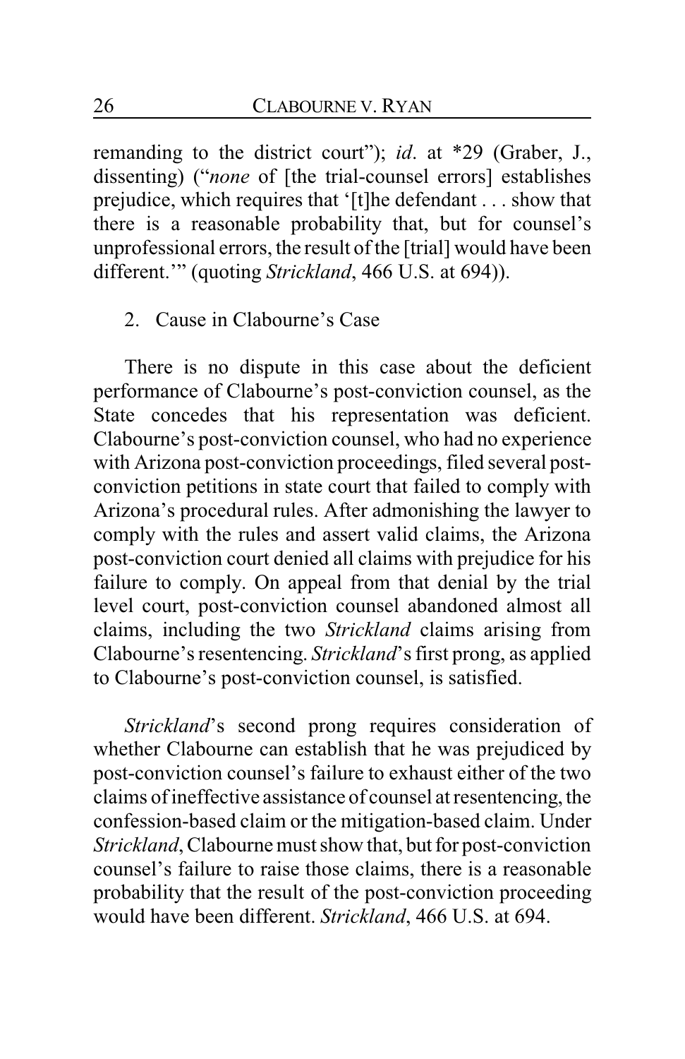remanding to the district court"); *id*. at *29 (Graber, J., dissenting) ("*none* of [the trial-counsel errors] establishes prejudice, which requires that '[t]he defendant . . . show that there is a reasonable probability that, but for counsel's unprofessional errors, the result of the [trial] would have been different.'" (quoting *Strickland*, 466 U.S. at 694)).

2. Cause in Clabourne's Case

There is no dispute in this case about the deficient performance of Clabourne's post-conviction counsel, as the State concedes that his representation was deficient. Clabourne's post-conviction counsel, who had no experience with Arizona post-conviction proceedings, filed several post-conviction petitions in state court that failed to comply with Arizona's procedural rules. After admonishing the lawyer to comply with the rules and assert valid claims, the Arizona post-conviction court denied all claims with prejudice for his failure to comply. On appeal from that denial by the trial level court, post-conviction counsel abandoned almost all claims, including the two *Strickland* claims arising from Clabourne's resentencing. *Strickland*'s first prong, as applied to Clabourne's post-conviction counsel, is satisfied.

*Strickland*'s second prong requires consideration of whether Clabourne can establish that he was prejudiced by post-conviction counsel's failure to exhaust either of the two claims of ineffective assistance of counsel at resentencing, the confession-based claim or the mitigation-based claim. Under *Strickland*, Clabourne must show that, but for post-conviction counsel's failure to raise those claims, there is a reasonable probability that the result of the post-conviction proceeding would have been different. *Strickland*, 466 U.S. at 694.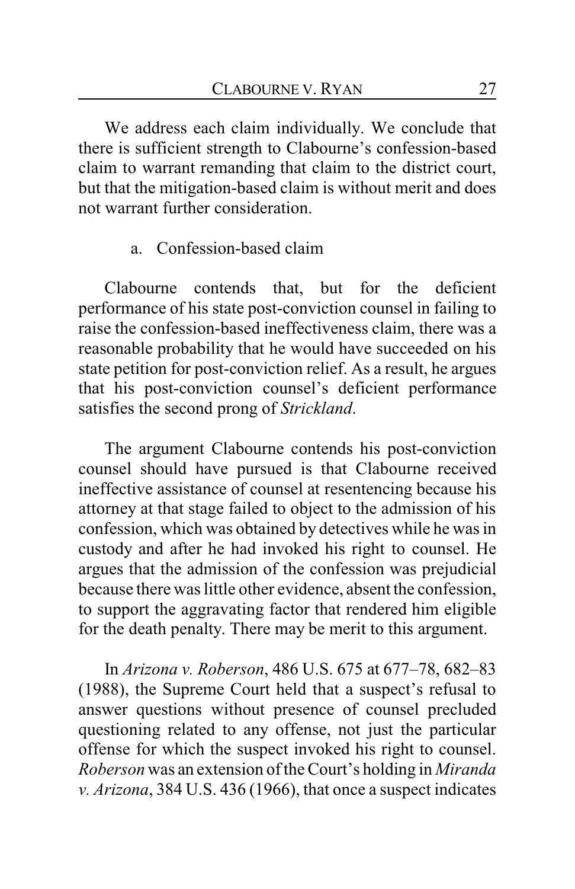We address each claim individually. We conclude that there is sufficient strength to Clabourne's confession-based claim to warrant remanding that claim to the district court, but that the mitigation-based claim is without merit and does not warrant further consideration.

a. Confession-based claim

Clabourne contends that, but for the deficient performance of his state post-conviction counsel in failing to raise the confession-based ineffectiveness claim, there was a reasonable probability that he would have succeeded on his state petition for post-conviction relief. As a result, he argues that his post-conviction counsel's deficient performance satisfies the second prong of *Strickland*.

The argument Clabourne contends his post-conviction counsel should have pursued is that Clabourne received ineffective assistance of counsel at resentencing because his attorney at that stage failed to object to the admission of his confession, which was obtained by detectives while he was in custody and after he had invoked his right to counsel. He argues that the admission of the confession was prejudicial because there was little other evidence, absent the confession, to support the aggravating factor that rendered him eligible for the death penalty. There may be merit to this argument.

In *Arizona v. Roberson*, 486 U.S. 675 at 677–78, 682–83 (1988), the Supreme Court held that a suspect's refusal to answer questions without presence of counsel precluded questioning related to any offense, not just the particular offense for which the suspect invoked his right to counsel. *Roberson* was an extension of the Court's holding in *Miranda v. Arizona*, 384 U.S. 436 (1966), that once a suspect indicates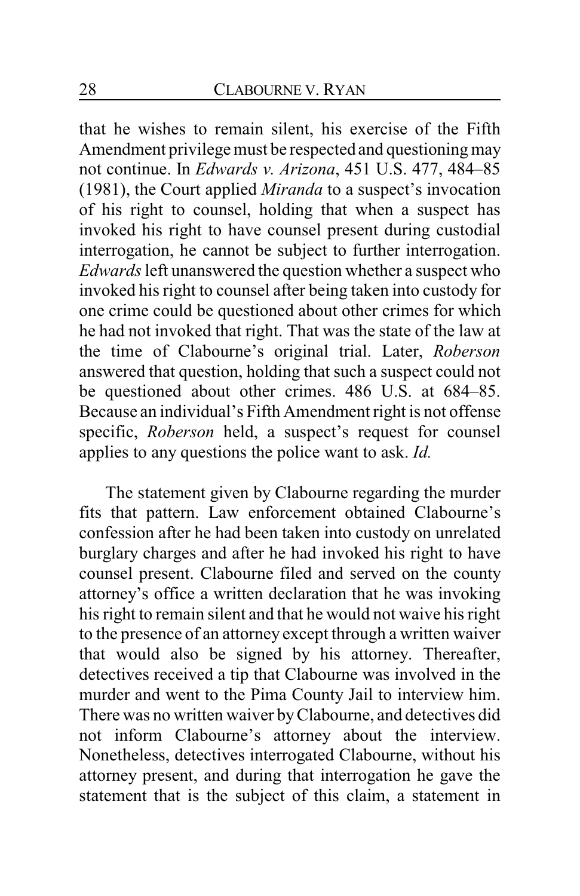that he wishes to remain silent, his exercise of the Fifth Amendment privilege must be respected and questioning may not continue. In *Edwards v. Arizona*, 451 U.S. 477, 484–85 (1981), the Court applied *Miranda* to a suspect's invocation of his right to counsel, holding that when a suspect has invoked his right to have counsel present during custodial interrogation, he cannot be subject to further interrogation. *Edwards* left unanswered the question whether a suspect who invoked his right to counsel after being taken into custody for one crime could be questioned about other crimes for which he had not invoked that right. That was the state of the law at the time of Clabourne's original trial. Later, *Roberson* answered that question, holding that such a suspect could not be questioned about other crimes. 486 U.S. at 684–85. Because an individual's Fifth Amendment right is not offense specific, *Roberson* held, a suspect's request for counsel applies to any questions the police want to ask. *Id.*

The statement given by Clabourne regarding the murder fits that pattern. Law enforcement obtained Clabourne's confession after he had been taken into custody on unrelated burglary charges and after he had invoked his right to have counsel present. Clabourne filed and served on the county attorney's office a written declaration that he was invoking his right to remain silent and that he would not waive his right to the presence of an attorney except through a written waiver that would also be signed by his attorney. Thereafter, detectives received a tip that Clabourne was involved in the murder and went to the Pima County Jail to interview him. There was no written waiver by Clabourne, and detectives did not inform Clabourne's attorney about the interview. Nonetheless, detectives interrogated Clabourne, without his attorney present, and during that interrogation he gave the statement that is the subject of this claim, a statement in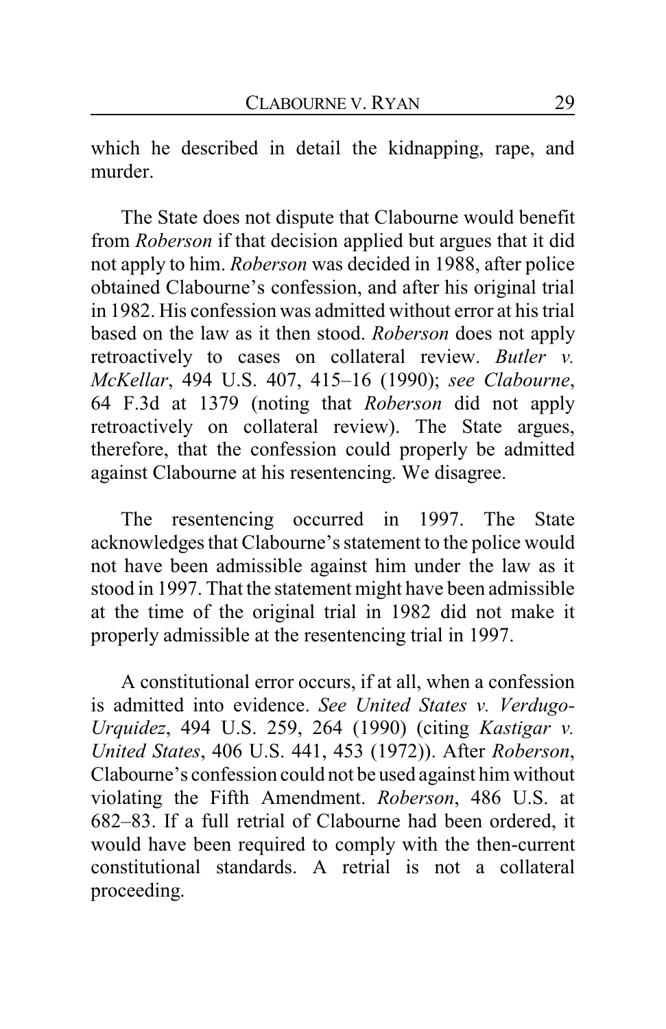which he described in detail the kidnapping, rape, and murder.

The State does not dispute that Clabourne would benefit from *Roberson* if that decision applied but argues that it did not apply to him. *Roberson* was decided in 1988, after police obtained Clabourne's confession, and after his original trial in 1982. His confession was admitted without error at his trial based on the law as it then stood. *Roberson* does not apply retroactively to cases on collateral review. *Butler v. McKellar*, 494 U.S. 407, 415–16 (1990); *see Clabourne*, 64 F.3d at 1379 (noting that *Roberson* did not apply retroactively on collateral review). The State argues, therefore, that the confession could properly be admitted against Clabourne at his resentencing. We disagree.

The resentencing occurred in 1997. The State acknowledges that Clabourne's statement to the police would not have been admissible against him under the law as it stood in 1997. That the statement might have been admissible at the time of the original trial in 1982 did not make it properly admissible at the resentencing trial in 1997.

A constitutional error occurs, if at all, when a confession is admitted into evidence. *See United States v. Verdugo-Urquidez*, 494 U.S. 259, 264 (1990) (citing *Kastigar v. United States*, 406 U.S. 441, 453 (1972)). After *Roberson*, Clabourne's confession could not be used against him without violating the Fifth Amendment. *Roberson*, 486 U.S. at 682–83. If a full retrial of Clabourne had been ordered, it would have been required to comply with the then-current constitutional standards. A retrial is not a collateral proceeding.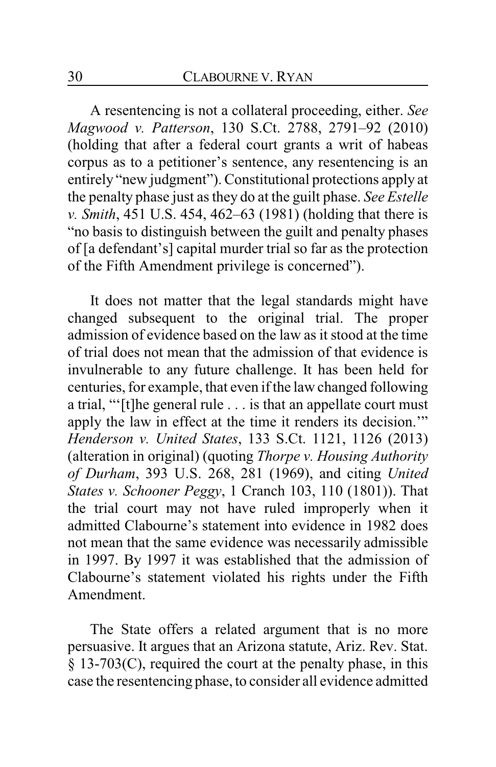A resentencing is not a collateral proceeding, either. *See Magwood v. Patterson*, 130 S.Ct. 2788, 2791–92 (2010) (holding that after a federal court grants a writ of habeas corpus as to a petitioner's sentence, any resentencing is an entirely "new judgment"). Constitutional protections apply at the penalty phase just as they do at the guilt phase. *See Estelle v. Smith*, 451 U.S. 454, 462–63 (1981) (holding that there is "no basis to distinguish between the guilt and penalty phases of [a defendant's] capital murder trial so far as the protection of the Fifth Amendment privilege is concerned").

It does not matter that the legal standards might have changed subsequent to the original trial. The proper admission of evidence based on the law as it stood at the time of trial does not mean that the admission of that evidence is invulnerable to any future challenge. It has been held for centuries, for example, that even if the law changed following a trial, "'[t]he general rule . . . is that an appellate court must apply the law in effect at the time it renders its decision.'" *Henderson v. United States*, 133 S.Ct. 1121, 1126 (2013) (alteration in original) (quoting *Thorpe v. Housing Authority of Durham*, 393 U.S. 268, 281 (1969), and citing *United States v. Schooner Peggy*, 1 Cranch 103, 110 (1801)). That the trial court may not have ruled improperly when it admitted Clabourne's statement into evidence in 1982 does not mean that the same evidence was necessarily admissible in 1997. By 1997 it was established that the admission of Clabourne's statement violated his rights under the Fifth Amendment.

The State offers a related argument that is no more persuasive. It argues that an Arizona statute, Ariz. Rev. Stat. § 13-703(C), required the court at the penalty phase, in this case the resentencing phase, to consider all evidence admitted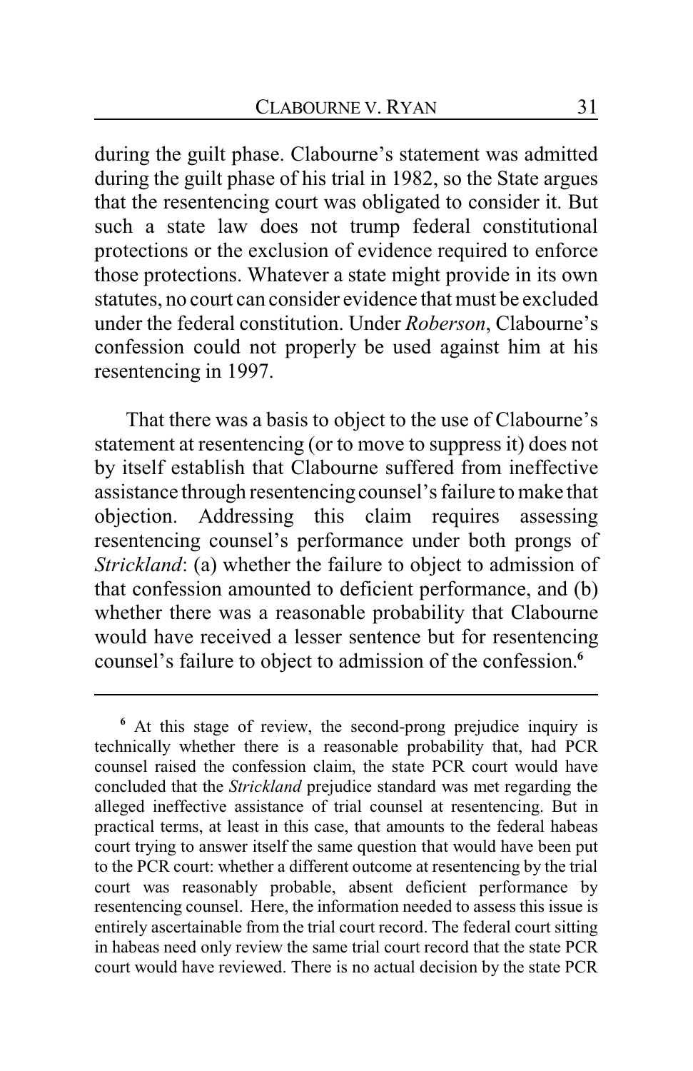during the guilt phase. Clabourne's statement was admitted during the guilt phase of his trial in 1982, so the State argues that the resentencing court was obligated to consider it. But such a state law does not trump federal constitutional protections or the exclusion of evidence required to enforce those protections. Whatever a state might provide in its own statutes, no court can consider evidence that must be excluded under the federal constitution. Under *Roberson*, Clabourne's confession could not properly be used against him at his resentencing in 1997.

That there was a basis to object to the use of Clabourne's statement at resentencing (or to move to suppress it) does not by itself establish that Clabourne suffered from ineffective assistance through resentencing counsel's failure to make that objection. Addressing this claim requires assessing resentencing counsel's performance under both prongs of *Strickland*: (a) whether the failure to object to admission of that confession amounted to deficient performance, and (b) whether there was a reasonable probability that Clabourne would have received a lesser sentence but for resentencing counsel's failure to object to admission of the confession.[6]

---

[6] At this stage of review, the second-prong prejudice inquiry is technically whether there is a reasonable probability that, had PCR counsel raised the confession claim, the state PCR court would have concluded that the *Strickland* prejudice standard was met regarding the alleged ineffective assistance of trial counsel at resentencing. But in practical terms, at least in this case, that amounts to the federal habeas court trying to answer itself the same question that would have been put to the PCR court: whether a different outcome at resentencing by the trial court was reasonably probable, absent deficient performance by resentencing counsel. Here, the information needed to assess this issue is entirely ascertainable from the trial court record. The federal court sitting in habeas need only review the same trial court record that the state PCR court would have reviewed. There is no actual decision by the state PCR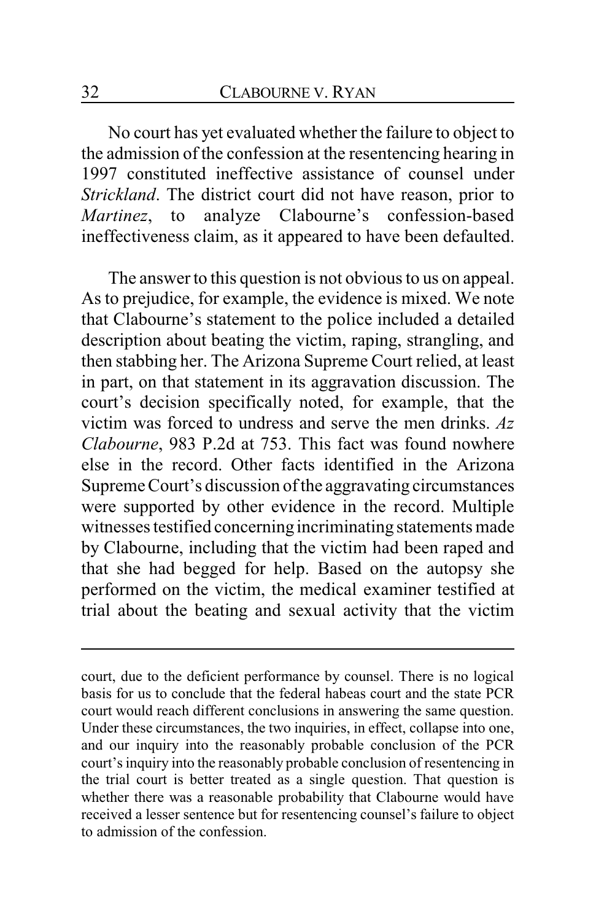No court has yet evaluated whether the failure to object to the admission of the confession at the resentencing hearing in 1997 constituted ineffective assistance of counsel under *Strickland*. The district court did not have reason, prior to *Martinez*, to analyze Clabourne's confession-based ineffectiveness claim, as it appeared to have been defaulted.

The answer to this question is not obvious to us on appeal. As to prejudice, for example, the evidence is mixed. We note that Clabourne's statement to the police included a detailed description about beating the victim, raping, strangling, and then stabbing her. The Arizona Supreme Court relied, at least in part, on that statement in its aggravation discussion. The court's decision specifically noted, for example, that the victim was forced to undress and serve the men drinks. *Az Clabourne*, 983 P.2d at 753. This fact was found nowhere else in the record. Other facts identified in the Arizona Supreme Court's discussion of the aggravating circumstances were supported by other evidence in the record. Multiple witnesses testified concerning incriminating statements made by Clabourne, including that the victim had been raped and that she had begged for help. Based on the autopsy she performed on the victim, the medical examiner testified at trial about the beating and sexual activity that the victim

---

court, due to the deficient performance by counsel. There is no logical basis for us to conclude that the federal habeas court and the state PCR court would reach different conclusions in answering the same question. Under these circumstances, the two inquiries, in effect, collapse into one, and our inquiry into the reasonably probable conclusion of the PCR court's inquiry into the reasonably probable conclusion of resentencing in the trial court is better treated as a single question. That question is whether there was a reasonable probability that Clabourne would have received a lesser sentence but for resentencing counsel's failure to object to admission of the confession.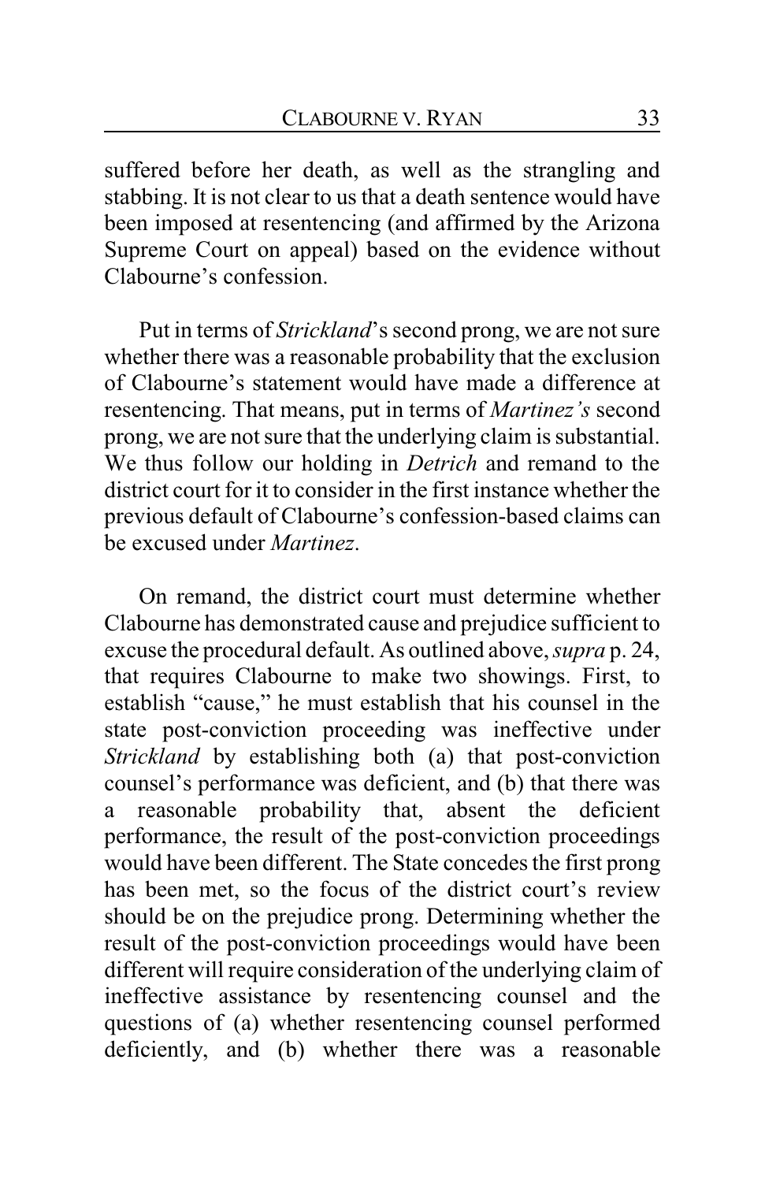suffered before her death, as well as the strangling and stabbing. It is not clear to us that a death sentence would have been imposed at resentencing (and affirmed by the Arizona Supreme Court on appeal) based on the evidence without Clabourne's confession.

Put in terms of *Strickland*'s second prong, we are not sure whether there was a reasonable probability that the exclusion of Clabourne's statement would have made a difference at resentencing. That means, put in terms of *Martinez's* second prong, we are not sure that the underlying claim is substantial. We thus follow our holding in *Detrich* and remand to the district court for it to consider in the first instance whether the previous default of Clabourne's confession-based claims can be excused under *Martinez*.

On remand, the district court must determine whether Clabourne has demonstrated cause and prejudice sufficient to excuse the procedural default. As outlined above, *supra* p. 24, that requires Clabourne to make two showings. First, to establish "cause," he must establish that his counsel in the state post-conviction proceeding was ineffective under *Strickland* by establishing both (a) that post-conviction counsel's performance was deficient, and (b) that there was a reasonable probability that, absent the deficient performance, the result of the post-conviction proceedings would have been different. The State concedes the first prong has been met, so the focus of the district court's review should be on the prejudice prong. Determining whether the result of the post-conviction proceedings would have been different will require consideration of the underlying claim of ineffective assistance by resentencing counsel and the questions of (a) whether resentencing counsel performed deficiently, and (b) whether there was a reasonable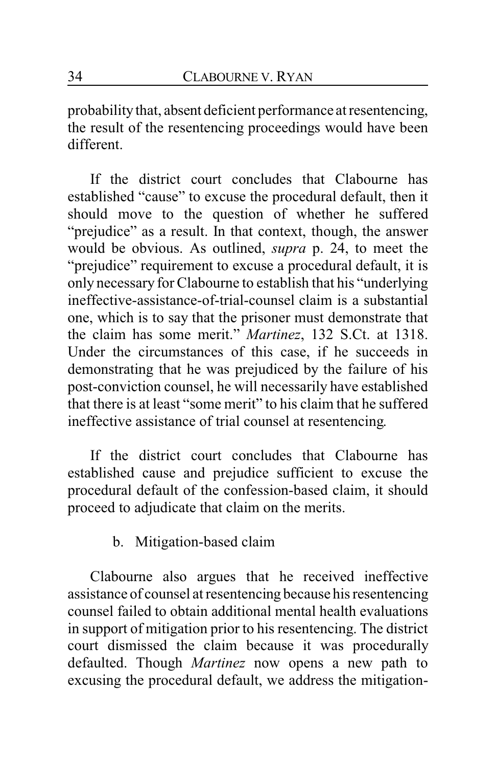probability that, absent deficient performance at resentencing, the result of the resentencing proceedings would have been different.

If the district court concludes that Clabourne has established "cause" to excuse the procedural default, then it should move to the question of whether he suffered "prejudice" as a result. In that context, though, the answer would be obvious. As outlined, *supra* p. 24, to meet the "prejudice" requirement to excuse a procedural default, it is only necessary for Clabourne to establish that his "underlying ineffective-assistance-of-trial-counsel claim is a substantial one, which is to say that the prisoner must demonstrate that the claim has some merit." *Martinez*, 132 S.Ct. at 1318. Under the circumstances of this case, if he succeeds in demonstrating that he was prejudiced by the failure of his post-conviction counsel, he will necessarily have established that there is at least "some merit" to his claim that he suffered ineffective assistance of trial counsel at resentencing.

If the district court concludes that Clabourne has established cause and prejudice sufficient to excuse the procedural default of the confession-based claim, it should proceed to adjudicate that claim on the merits.

b. Mitigation-based claim

Clabourne also argues that he received ineffective assistance of counsel at resentencing because his resentencing counsel failed to obtain additional mental health evaluations in support of mitigation prior to his resentencing. The district court dismissed the claim because it was procedurally defaulted. Though *Martinez* now opens a new path to excusing the procedural default, we address the mitigation-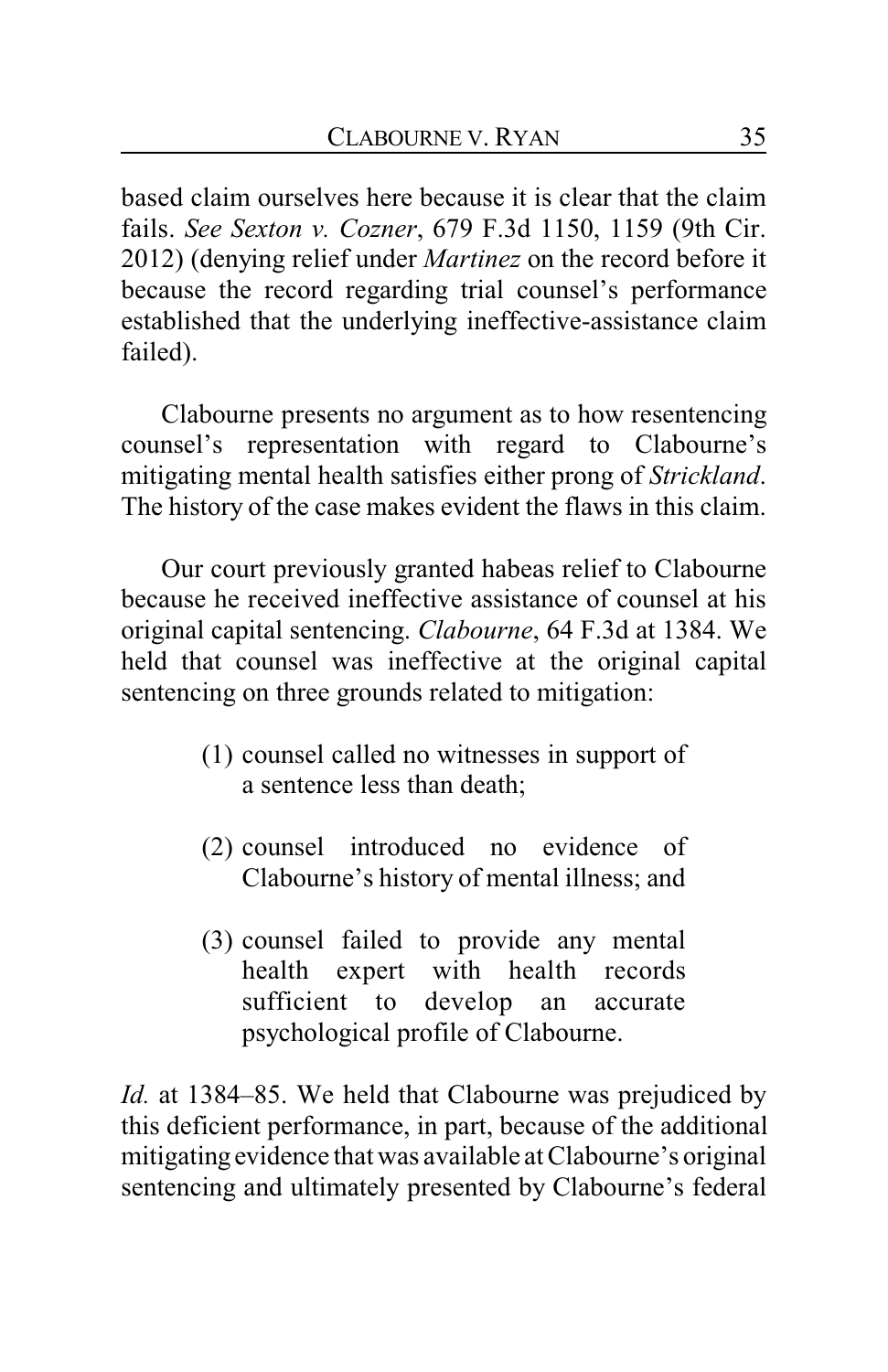based claim ourselves here because it is clear that the claim fails. *See Sexton v. Cozner*, 679 F.3d 1150, 1159 (9th Cir. 2012) (denying relief under *Martinez* on the record before it because the record regarding trial counsel's performance established that the underlying ineffective-assistance claim failed).

Clabourne presents no argument as to how resentencing counsel's representation with regard to Clabourne's mitigating mental health satisfies either prong of *Strickland*. The history of the case makes evident the flaws in this claim.

Our court previously granted habeas relief to Clabourne because he received ineffective assistance of counsel at his original capital sentencing. *Clabourne*, 64 F.3d at 1384. We held that counsel was ineffective at the original capital sentencing on three grounds related to mitigation:

> (1) counsel called no witnesses in support of a sentence less than death;
>
> (2) counsel introduced no evidence of Clabourne's history of mental illness; and
>
> (3) counsel failed to provide any mental health expert with health records sufficient to develop an accurate psychological profile of Clabourne.

*Id.* at 1384–85. We held that Clabourne was prejudiced by this deficient performance, in part, because of the additional mitigating evidence that was available at Clabourne's original sentencing and ultimately presented by Clabourne's federal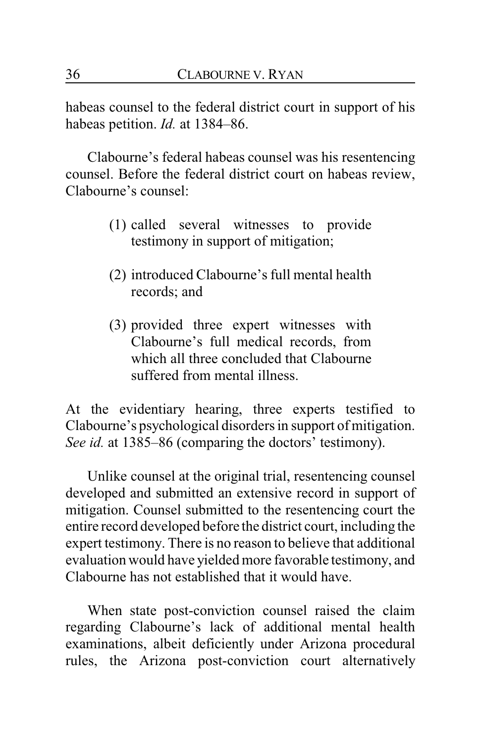habeas counsel to the federal district court in support of his habeas petition. *Id.* at 1384–86.

Clabourne's federal habeas counsel was his resentencing counsel. Before the federal district court on habeas review, Clabourne's counsel:

> (1) called several witnesses to provide testimony in support of mitigation;
>
> (2) introduced Clabourne's full mental health records; and
>
> (3) provided three expert witnesses with Clabourne's full medical records, from which all three concluded that Clabourne suffered from mental illness.

At the evidentiary hearing, three experts testified to Clabourne's psychological disorders in support of mitigation. *See id.* at 1385–86 (comparing the doctors' testimony).

Unlike counsel at the original trial, resentencing counsel developed and submitted an extensive record in support of mitigation. Counsel submitted to the resentencing court the entire record developed before the district court, including the expert testimony. There is no reason to believe that additional evaluation would have yielded more favorable testimony, and Clabourne has not established that it would have.

When state post-conviction counsel raised the claim regarding Clabourne's lack of additional mental health examinations, albeit deficiently under Arizona procedural rules, the Arizona post-conviction court alternatively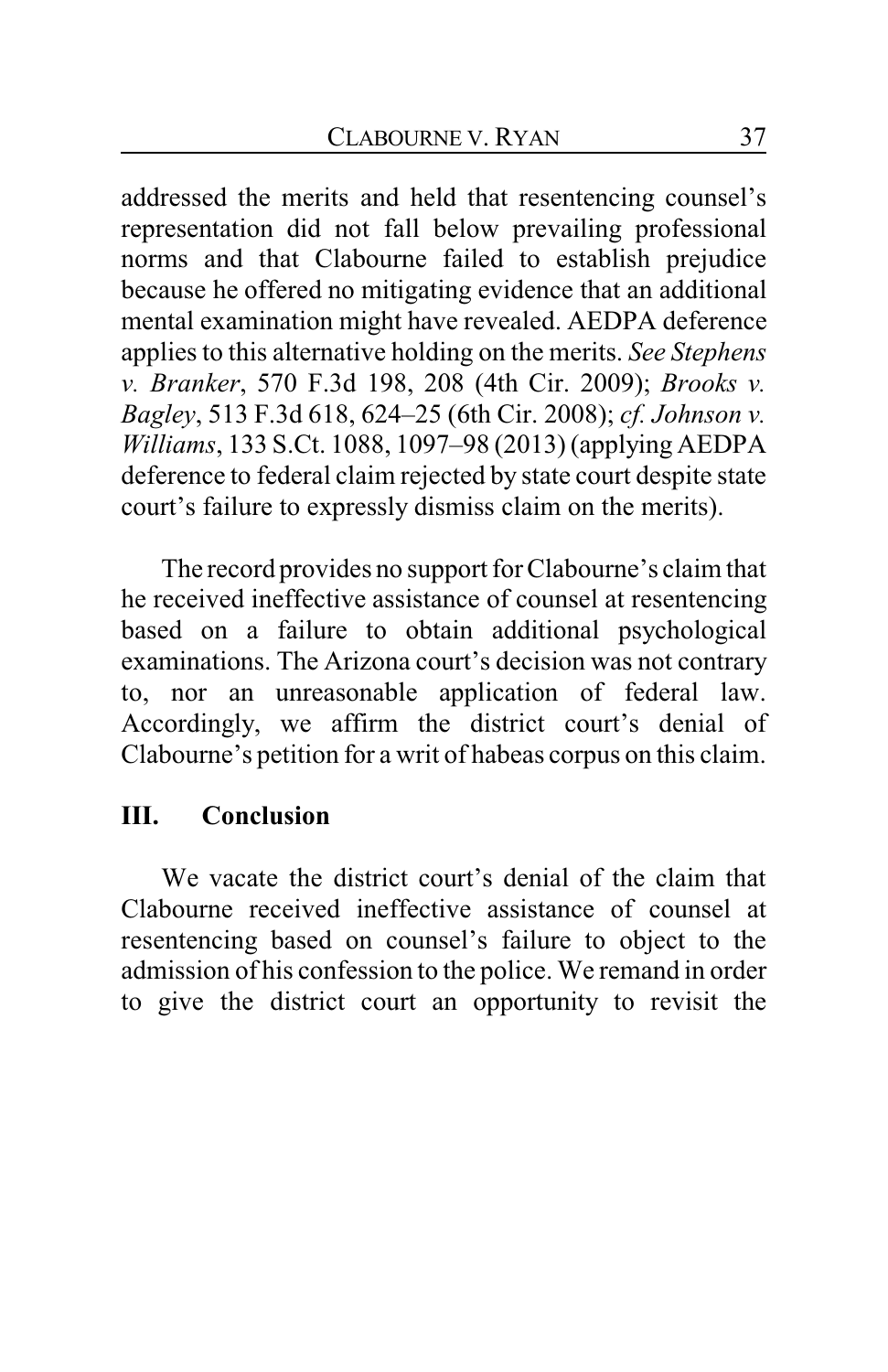addressed the merits and held that resentencing counsel's representation did not fall below prevailing professional norms and that Clabourne failed to establish prejudice because he offered no mitigating evidence that an additional mental examination might have revealed. AEDPA deference applies to this alternative holding on the merits. *See Stephens v. Branker*, 570 F.3d 198, 208 (4th Cir. 2009); *Brooks v. Bagley*, 513 F.3d 618, 624–25 (6th Cir. 2008); *cf. Johnson v. Williams*, 133 S.Ct. 1088, 1097–98 (2013) (applying AEDPA deference to federal claim rejected by state court despite state court's failure to expressly dismiss claim on the merits).

The record provides no support for Clabourne's claim that he received ineffective assistance of counsel at resentencing based on a failure to obtain additional psychological examinations. The Arizona court's decision was not contrary to, nor an unreasonable application of federal law. Accordingly, we affirm the district court's denial of Clabourne's petition for a writ of habeas corpus on this claim.

## III. Conclusion

We vacate the district court's denial of the claim that Clabourne received ineffective assistance of counsel at resentencing based on counsel's failure to object to the admission of his confession to the police. We remand in order to give the district court an opportunity to revisit the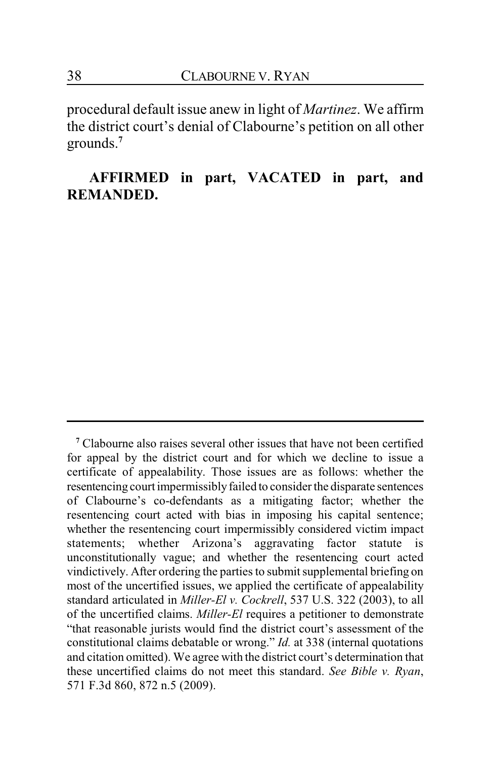procedural default issue anew in light of *Martinez*. We affirm the district court's denial of Clabourne's petition on all other grounds.[7]

**AFFIRMED in part, VACATED in part, and REMANDED.**

---

[7] Clabourne also raises several other issues that have not been certified for appeal by the district court and for which we decline to issue a certificate of appealability. Those issues are as follows: whether the resentencing court impermissibly failed to consider the disparate sentences of Clabourne's co-defendants as a mitigating factor; whether the resentencing court acted with bias in imposing his capital sentence; whether the resentencing court impermissibly considered victim impact statements; whether Arizona's aggravating factor statute is unconstitutionally vague; and whether the resentencing court acted vindictively. After ordering the parties to submit supplemental briefing on most of the uncertified issues, we applied the certificate of appealability standard articulated in *Miller-El v. Cockrell*, 537 U.S. 322 (2003), to all of the uncertified claims. *Miller-El* requires a petitioner to demonstrate "that reasonable jurists would find the district court's assessment of the constitutional claims debatable or wrong." *Id.* at 338 (internal quotations and citation omitted). We agree with the district court's determination that these uncertified claims do not meet this standard. *See Bible v. Ryan*, 571 F.3d 860, 872 n.5 (2009).